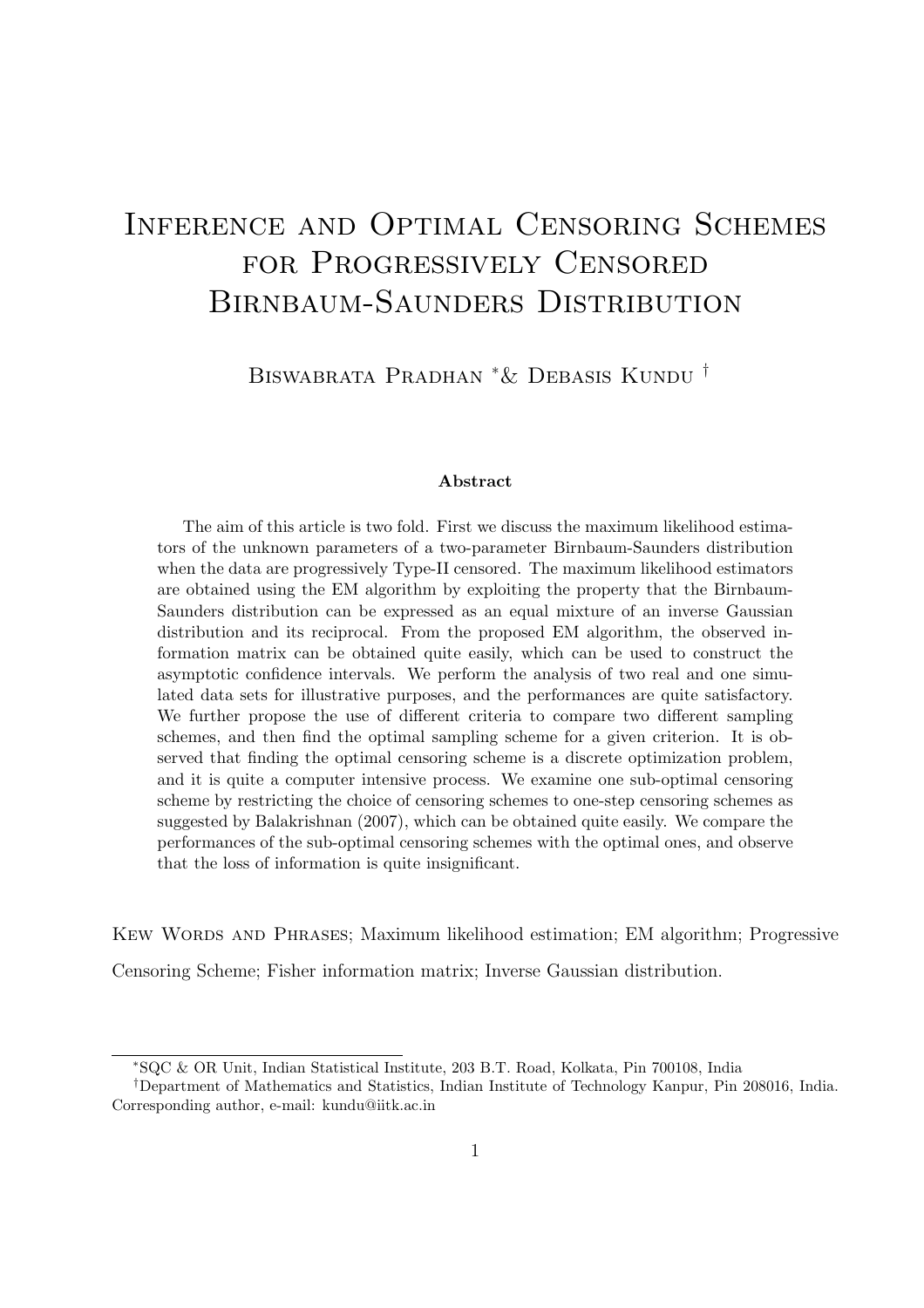# Inference and Optimal Censoring Schemes for Progressively Censored Birnbaum-Saunders Distribution

Biswabrata Pradhan [*] & Debasis Kundu [†]

**Abstract**

The aim of this article is two fold. First we discuss the maximum likelihood estimators of the unknown parameters of a two-parameter Birnbaum-Saunders distribution when the data are progressively Type-II censored. The maximum likelihood estimators are obtained using the EM algorithm by exploiting the property that the Birnbaum-Saunders distribution can be expressed as an equal mixture of an inverse Gaussian distribution and its reciprocal. From the proposed EM algorithm, the observed information matrix can be obtained quite easily, which can be used to construct the asymptotic confidence intervals. We perform the analysis of two real and one simulated data sets for illustrative purposes, and the performances are quite satisfactory. We further propose the use of different criteria to compare two different sampling schemes, and then find the optimal sampling scheme for a given criterion. It is observed that finding the optimal censoring scheme is a discrete optimization problem, and it is quite a computer intensive process. We examine one sub-optimal censoring scheme by restricting the choice of censoring schemes to one-step censoring schemes as suggested by Balakrishnan (2007), which can be obtained quite easily. We compare the performances of the sub-optimal censoring schemes with the optimal ones, and observe that the loss of information is quite insignificant.

Kew Words and Phrases; Maximum likelihood estimation; EM algorithm; Progressive Censoring Scheme; Fisher information matrix; Inverse Gaussian distribution.

[*] SQC & OR Unit, Indian Statistical Institute, 203 B.T. Road, Kolkata, Pin 700108, India

[†] Department of Mathematics and Statistics, Indian Institute of Technology Kanpur, Pin 208016, India. Corresponding author, e-mail: kundu@iitk.ac.in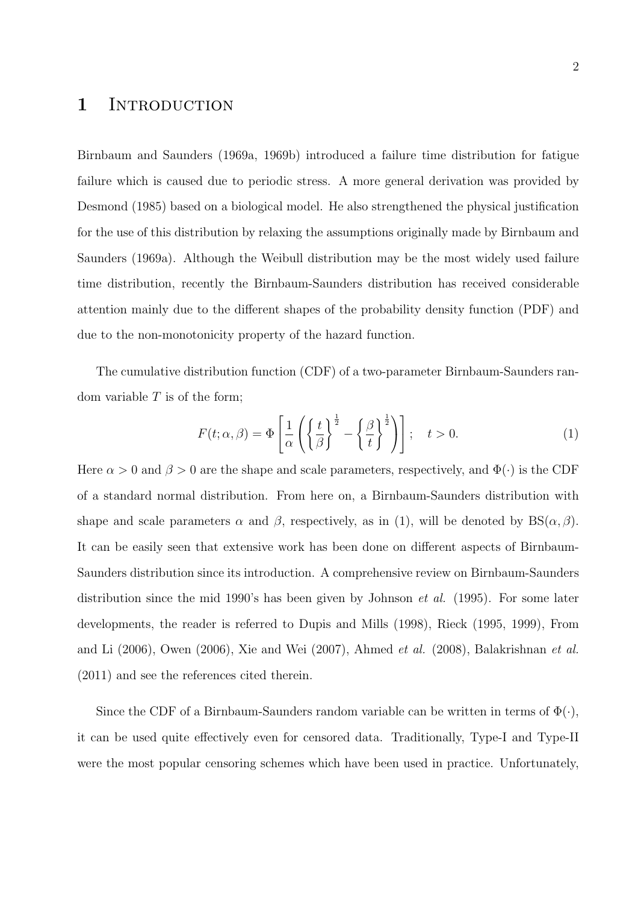# 1 Introduction

Birnbaum and Saunders (1969a, 1969b) introduced a failure time distribution for fatigue failure which is caused due to periodic stress. A more general derivation was provided by Desmond (1985) based on a biological model. He also strengthened the physical justification for the use of this distribution by relaxing the assumptions originally made by Birnbaum and Saunders (1969a). Although the Weibull distribution may be the most widely used failure time distribution, recently the Birnbaum-Saunders distribution has received considerable attention mainly due to the different shapes of the probability density function (PDF) and due to the non-monotonicity property of the hazard function.

The cumulative distribution function (CDF) of a two-parameter Birnbaum-Saunders random variable $T$ is of the form;

$$F(t;\alpha,\beta) = \Phi\left[\frac{1}{\alpha}\left(\left\{\frac{t}{\beta}\right\}^{\frac{1}{2}} - \left\{\frac{\beta}{t}\right\}^{\frac{1}{2}}\right)\right]; \quad t > 0. \tag{1}$$

Here $\alpha > 0$ and $\beta > 0$ are the shape and scale parameters, respectively, and $\Phi(\cdot)$ is the CDF of a standard normal distribution. From here on, a Birnbaum-Saunders distribution with shape and scale parameters $\alpha$ and $\beta$, respectively, as in (1), will be denoted by $\text{BS}(\alpha,\beta)$. It can be easily seen that extensive work has been done on different aspects of Birnbaum-Saunders distribution since its introduction. A comprehensive review on Birnbaum-Saunders distribution since the mid 1990's has been given by Johnson *et al.* (1995). For some later developments, the reader is referred to Dupis and Mills (1998), Rieck (1995, 1999), From and Li (2006), Owen (2006), Xie and Wei (2007), Ahmed *et al.* (2008), Balakrishnan *et al.* (2011) and see the references cited therein.

Since the CDF of a Birnbaum-Saunders random variable can be written in terms of $\Phi(\cdot)$, it can be used quite effectively even for censored data. Traditionally, Type-I and Type-II were the most popular censoring schemes which have been used in practice. Unfortunately,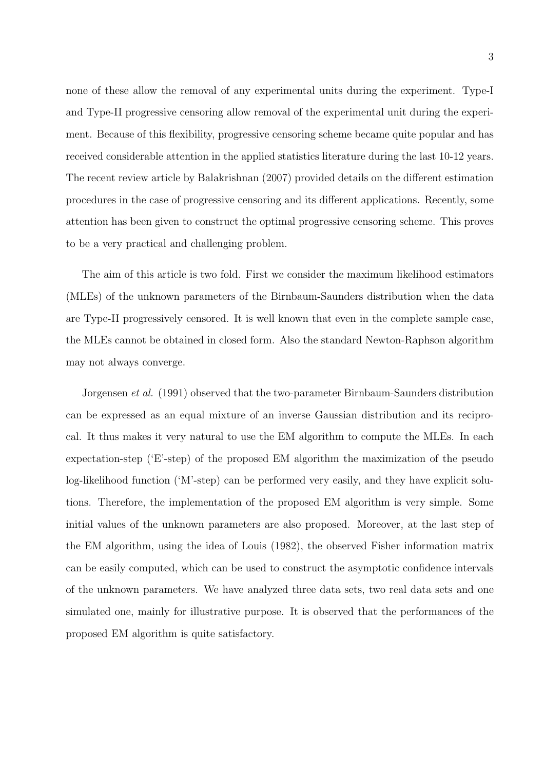none of these allow the removal of any experimental units during the experiment. Type-I and Type-II progressive censoring allow removal of the experimental unit during the experiment. Because of this flexibility, progressive censoring scheme became quite popular and has received considerable attention in the applied statistics literature during the last 10-12 years. The recent review article by Balakrishnan (2007) provided details on the different estimation procedures in the case of progressive censoring and its different applications. Recently, some attention has been given to construct the optimal progressive censoring scheme. This proves to be a very practical and challenging problem.

The aim of this article is two fold. First we consider the maximum likelihood estimators (MLEs) of the unknown parameters of the Birnbaum-Saunders distribution when the data are Type-II progressively censored. It is well known that even in the complete sample case, the MLEs cannot be obtained in closed form. Also the standard Newton-Raphson algorithm may not always converge.

Jorgensen *et al.* (1991) observed that the two-parameter Birnbaum-Saunders distribution can be expressed as an equal mixture of an inverse Gaussian distribution and its reciprocal. It thus makes it very natural to use the EM algorithm to compute the MLEs. In each expectation-step ('E'-step) of the proposed EM algorithm the maximization of the pseudo log-likelihood function ('M'-step) can be performed very easily, and they have explicit solutions. Therefore, the implementation of the proposed EM algorithm is very simple. Some initial values of the unknown parameters are also proposed. Moreover, at the last step of the EM algorithm, using the idea of Louis (1982), the observed Fisher information matrix can be easily computed, which can be used to construct the asymptotic confidence intervals of the unknown parameters. We have analyzed three data sets, two real data sets and one simulated one, mainly for illustrative purpose. It is observed that the performances of the proposed EM algorithm is quite satisfactory.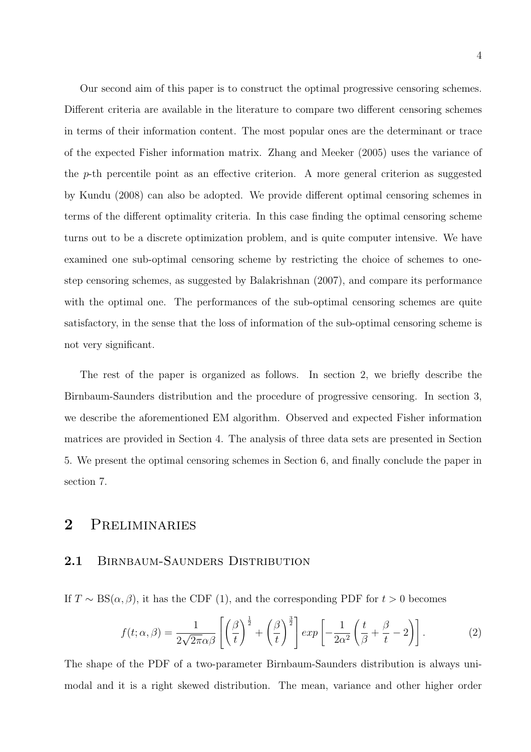Our second aim of this paper is to construct the optimal progressive censoring schemes. Different criteria are available in the literature to compare two different censoring schemes in terms of their information content. The most popular ones are the determinant or trace of the expected Fisher information matrix. Zhang and Meeker (2005) uses the variance of the $p$-th percentile point as an effective criterion. A more general criterion as suggested by Kundu (2008) can also be adopted. We provide different optimal censoring schemes in terms of the different optimality criteria. In this case finding the optimal censoring scheme turns out to be a discrete optimization problem, and is quite computer intensive. We have examined one sub-optimal censoring scheme by restricting the choice of schemes to one-step censoring schemes, as suggested by Balakrishnan (2007), and compare its performance with the optimal one. The performances of the sub-optimal censoring schemes are quite satisfactory, in the sense that the loss of information of the sub-optimal censoring scheme is not very significant.

The rest of the paper is organized as follows. In section 2, we briefly describe the Birnbaum-Saunders distribution and the procedure of progressive censoring. In section 3, we describe the aforementioned EM algorithm. Observed and expected Fisher information matrices are provided in Section 4. The analysis of three data sets are presented in Section 5. We present the optimal censoring schemes in Section 6, and finally conclude the paper in section 7.

## 2 Preliminaries

### 2.1 Birnbaum-Saunders Distribution

If $T \sim \text{BS}(\alpha, \beta)$, it has the CDF (1), and the corresponding PDF for $t > 0$ becomes

$$f(t;\alpha,\beta) = \frac{1}{2\sqrt{2\pi}\alpha\beta}\left[\left(\frac{\beta}{t}\right)^{\frac{1}{2}} + \left(\frac{\beta}{t}\right)^{\frac{3}{2}}\right] exp\left[-\frac{1}{2\alpha^2}\left(\frac{t}{\beta} + \frac{\beta}{t} - 2\right)\right]. \tag{2}$$

The shape of the PDF of a two-parameter Birnbaum-Saunders distribution is always unimodal and it is a right skewed distribution. The mean, variance and other higher order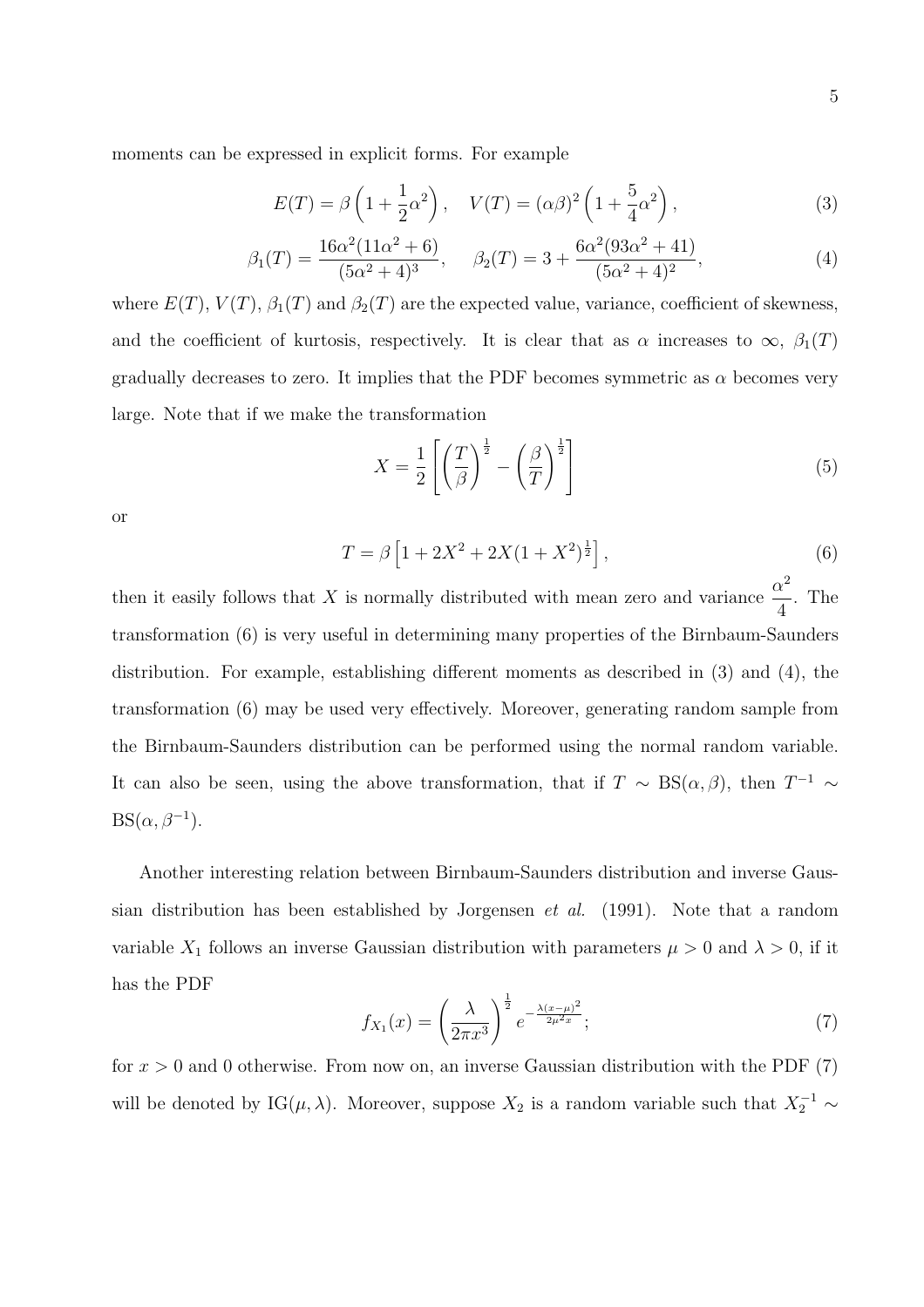moments can be expressed in explicit forms. For example

$$E(T) = \beta\left(1 + \frac{1}{2}\alpha^2\right), \quad V(T) = (\alpha\beta)^2\left(1 + \frac{5}{4}\alpha^2\right), \tag{3}$$

$$\beta_1(T) = \frac{16\alpha^2(11\alpha^2 + 6)}{(5\alpha^2 + 4)^3}, \quad \beta_2(T) = 3 + \frac{6\alpha^2(93\alpha^2 + 41)}{(5\alpha^2 + 4)^2}, \tag{4}$$

where $E(T)$, $V(T)$, $\beta_1(T)$ and $\beta_2(T)$ are the expected value, variance, coefficient of skewness, and the coefficient of kurtosis, respectively. It is clear that as $\alpha$ increases to $\infty$, $\beta_1(T)$ gradually decreases to zero. It implies that the PDF becomes symmetric as $\alpha$ becomes very large. Note that if we make the transformation

$$X = \frac{1}{2}\left[\left(\frac{T}{\beta}\right)^{\frac{1}{2}} - \left(\frac{\beta}{T}\right)^{\frac{1}{2}}\right] \tag{5}$$

or

$$T = \beta\left[1 + 2X^2 + 2X(1 + X^2)^{\frac{1}{2}}\right], \tag{6}$$

then it easily follows that $X$ is normally distributed with mean zero and variance $\dfrac{\alpha^2}{4}$. The transformation (6) is very useful in determining many properties of the Birnbaum-Saunders distribution. For example, establishing different moments as described in (3) and (4), the transformation (6) may be used very effectively. Moreover, generating random sample from the Birnbaum-Saunders distribution can be performed using the normal random variable. It can also be seen, using the above transformation, that if $T \sim \text{BS}(\alpha, \beta)$, then $T^{-1} \sim \text{BS}(\alpha, \beta^{-1})$.

Another interesting relation between Birnbaum-Saunders distribution and inverse Gaussian distribution has been established by Jorgensen *et al.* (1991). Note that a random variable $X_1$ follows an inverse Gaussian distribution with parameters $\mu > 0$ and $\lambda > 0$, if it has the PDF

$$f_{X_1}(x) = \left(\frac{\lambda}{2\pi x^3}\right)^{\frac{1}{2}} e^{-\frac{\lambda(x-\mu)^2}{2\mu^2 x}}; \tag{7}$$

for $x > 0$ and 0 otherwise. From now on, an inverse Gaussian distribution with the PDF (7) will be denoted by $\text{IG}(\mu, \lambda)$. Moreover, suppose $X_2$ is a random variable such that $X_2^{-1} \sim$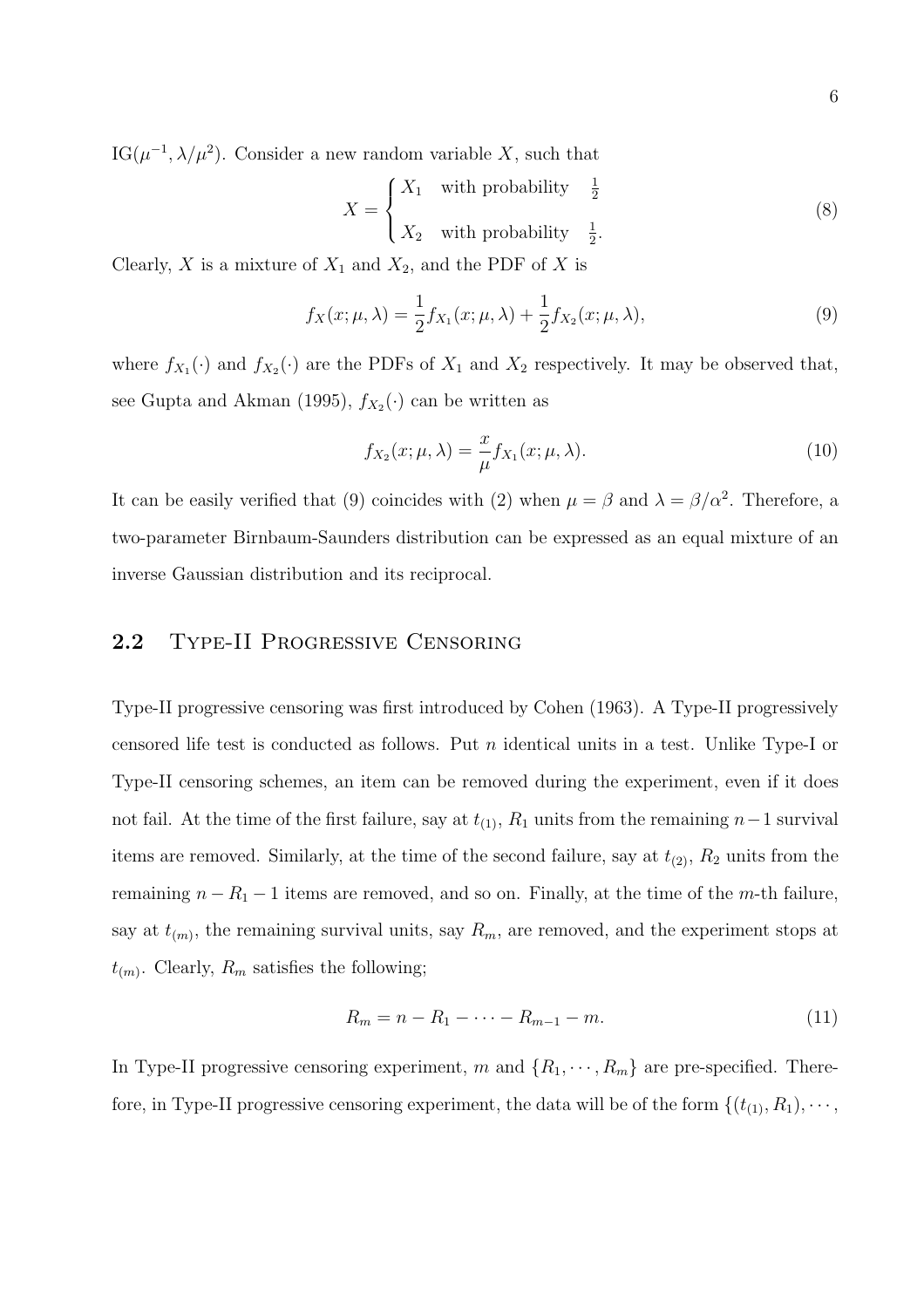$\text{IG}(\mu^{-1}, \lambda/\mu^2)$. Consider a new random variable $X$, such that

$$X = \begin{cases} X_1 & \text{with probability} \quad \frac{1}{2} \\ X_2 & \text{with probability} \quad \frac{1}{2}. \end{cases} \tag{8}$$

Clearly, $X$ is a mixture of $X_1$ and $X_2$, and the PDF of $X$ is

$$f_X(x; \mu, \lambda) = \frac{1}{2} f_{X_1}(x; \mu, \lambda) + \frac{1}{2} f_{X_2}(x; \mu, \lambda), \tag{9}$$

where $f_{X_1}(\cdot)$ and $f_{X_2}(\cdot)$ are the PDFs of $X_1$ and $X_2$ respectively. It may be observed that, see Gupta and Akman (1995), $f_{X_2}(\cdot)$ can be written as

$$f_{X_2}(x; \mu, \lambda) = \frac{x}{\mu} f_{X_1}(x; \mu, \lambda). \tag{10}$$

It can be easily verified that (9) coincides with (2) when $\mu = \beta$ and $\lambda = \beta/\alpha^2$. Therefore, a two-parameter Birnbaum-Saunders distribution can be expressed as an equal mixture of an inverse Gaussian distribution and its reciprocal.

## 2.2 Type-II Progressive Censoring

Type-II progressive censoring was first introduced by Cohen (1963). A Type-II progressively censored life test is conducted as follows. Put $n$ identical units in a test. Unlike Type-I or Type-II censoring schemes, an item can be removed during the experiment, even if it does not fail. At the time of the first failure, say at $t_{(1)}$, $R_1$ units from the remaining $n-1$ survival items are removed. Similarly, at the time of the second failure, say at $t_{(2)}$, $R_2$ units from the remaining $n - R_1 - 1$ items are removed, and so on. Finally, at the time of the $m$-th failure, say at $t_{(m)}$, the remaining survival units, say $R_m$, are removed, and the experiment stops at $t_{(m)}$. Clearly, $R_m$ satisfies the following;

$$R_m = n - R_1 - \cdots - R_{m-1} - m. \tag{11}$$

In Type-II progressive censoring experiment, $m$ and $\{R_1, \cdots, R_m\}$ are pre-specified. Therefore, in Type-II progressive censoring experiment, the data will be of the form $\{(t_{(1)}, R_1), \cdots,$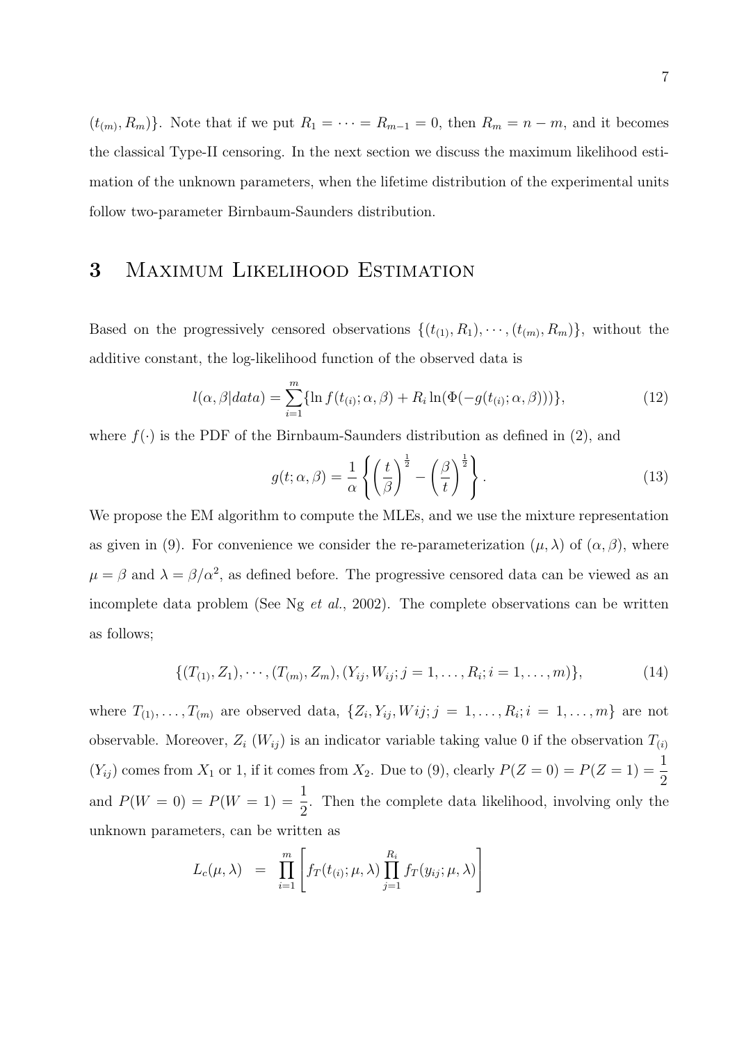$(t_{(m)}, R_m)\}$. Note that if we put $R_1 = \cdots = R_{m-1} = 0$, then $R_m = n - m$, and it becomes the classical Type-II censoring. In the next section we discuss the maximum likelihood estimation of the unknown parameters, when the lifetime distribution of the experimental units follow two-parameter Birnbaum-Saunders distribution.

## 3 Maximum Likelihood Estimation

Based on the progressively censored observations $\{(t_{(1)}, R_1), \cdots, (t_{(m)}, R_m)\}$, without the additive constant, the log-likelihood function of the observed data is

$$l(\alpha, \beta | data) = \sum_{i=1}^{m} \{\ln f(t_{(i)}; \alpha, \beta) + R_i \ln(\Phi(-g(t_{(i)}; \alpha, \beta)))\}, \tag{12}$$

where $f(\cdot)$ is the PDF of the Birnbaum-Saunders distribution as defined in (2), and

$$g(t; \alpha, \beta) = \frac{1}{\alpha} \left\{ \left(\frac{t}{\beta}\right)^{\frac{1}{2}} - \left(\frac{\beta}{t}\right)^{\frac{1}{2}} \right\}. \tag{13}$$

We propose the EM algorithm to compute the MLEs, and we use the mixture representation as given in (9). For convenience we consider the re-parameterization $(\mu, \lambda)$ of $(\alpha, \beta)$, where $\mu = \beta$ and $\lambda = \beta/\alpha^2$, as defined before. The progressive censored data can be viewed as an incomplete data problem (See Ng *et al.*, 2002). The complete observations can be written as follows;

$$\{(T_{(1)}, Z_1), \cdots, (T_{(m)}, Z_m), (Y_{ij}, W_{ij}; j = 1, \ldots, R_i; i = 1, \ldots, m)\}, \tag{14}$$

where $T_{(1)}, \ldots, T_{(m)}$ are observed data, $\{Z_i, Y_{ij}, Wij; j = 1, \ldots, R_i; i = 1, \ldots, m\}$ are not observable. Moreover, $Z_i$ ($W_{ij}$) is an indicator variable taking value 0 if the observation $T_{(i)}$ ($Y_{ij}$) comes from $X_1$ or 1, if it comes from $X_2$. Due to (9), clearly $P(Z = 0) = P(Z = 1) = \frac{1}{2}$ and $P(W = 0) = P(W = 1) = \frac{1}{2}$. Then the complete data likelihood, involving only the unknown parameters, can be written as

$$L_c(\mu, \lambda) = \prod_{i=1}^{m} \left[ f_T(t_{(i)}; \mu, \lambda) \prod_{j=1}^{R_i} f_T(y_{ij}; \mu, \lambda) \right]$$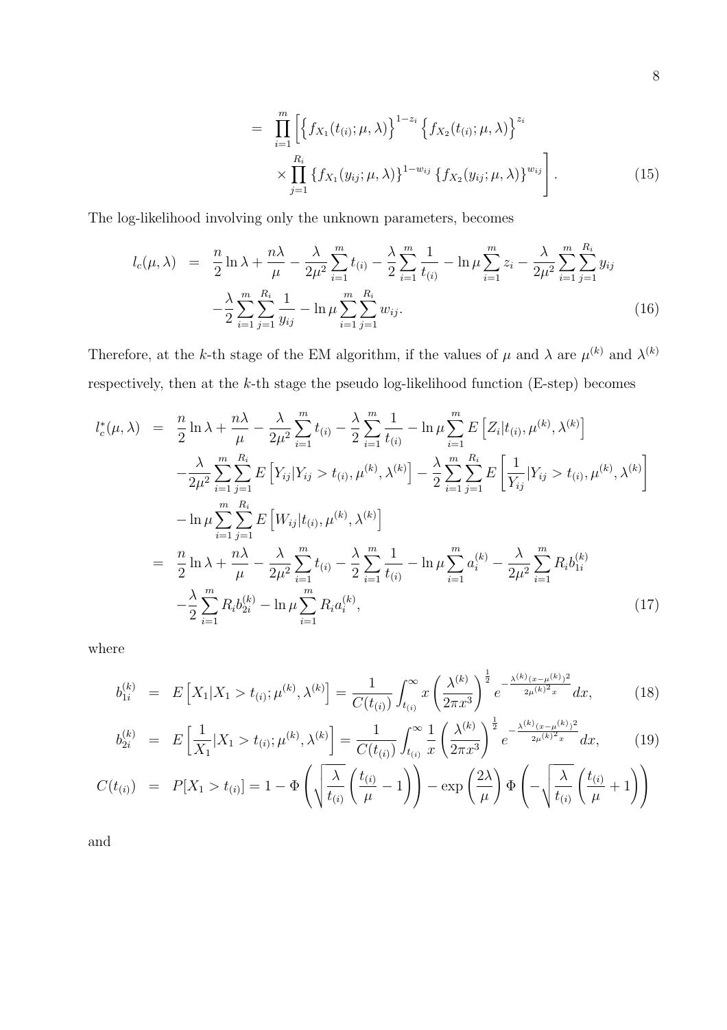$$
= \prod_{i=1}^{m} \left[ \left\{ f_{X_1}(t_{(i)}; \mu, \lambda) \right\}^{1-z_i} \left\{ f_{X_2}(t_{(i)}; \mu, \lambda) \right\}^{z_i} \times \prod_{j=1}^{R_i} \left\{ f_{X_1}(y_{ij}; \mu, \lambda) \right\}^{1-w_{ij}} \left\{ f_{X_2}(y_{ij}; \mu, \lambda) \right\}^{w_{ij}} \right]. \tag{15}
$$

The log-likelihood involving only the unknown parameters, becomes

$$
\begin{aligned}
l_c(\mu, \lambda) &= \frac{n}{2} \ln \lambda + \frac{n\lambda}{\mu} - \frac{\lambda}{2\mu^2} \sum_{i=1}^{m} t_{(i)} - \frac{\lambda}{2} \sum_{i=1}^{m} \frac{1}{t_{(i)}} - \ln \mu \sum_{i=1}^{m} z_i - \frac{\lambda}{2\mu^2} \sum_{i=1}^{m} \sum_{j=1}^{R_i} y_{ij} \\
&\quad - \frac{\lambda}{2} \sum_{i=1}^{m} \sum_{j=1}^{R_i} \frac{1}{y_{ij}} - \ln \mu \sum_{i=1}^{m} \sum_{j=1}^{R_i} w_{ij}.
\end{aligned} \tag{16}
$$

Therefore, at the $k$-th stage of the EM algorithm, if the values of $\mu$ and $\lambda$ are $\mu^{(k)}$ and $\lambda^{(k)}$ respectively, then at the $k$-th stage the pseudo log-likelihood function (E-step) becomes

$$
\begin{aligned}
l_c^*(\mu, \lambda) &= \frac{n}{2} \ln \lambda + \frac{n\lambda}{\mu} - \frac{\lambda}{2\mu^2} \sum_{i=1}^{m} t_{(i)} - \frac{\lambda}{2} \sum_{i=1}^{m} \frac{1}{t_{(i)}} - \ln \mu \sum_{i=1}^{m} E\left[ Z_i | t_{(i)}, \mu^{(k)}, \lambda^{(k)} \right] \\
&\quad - \frac{\lambda}{2\mu^2} \sum_{i=1}^{m} \sum_{j=1}^{R_i} E\left[ Y_{ij} | Y_{ij} > t_{(i)}, \mu^{(k)}, \lambda^{(k)} \right] - \frac{\lambda}{2} \sum_{i=1}^{m} \sum_{j=1}^{R_i} E\left[ \frac{1}{Y_{ij}} | Y_{ij} > t_{(i)}, \mu^{(k)}, \lambda^{(k)} \right] \\
&\quad - \ln \mu \sum_{i=1}^{m} \sum_{j=1}^{R_i} E\left[ W_{ij} | t_{(i)}, \mu^{(k)}, \lambda^{(k)} \right] \\
&= \frac{n}{2} \ln \lambda + \frac{n\lambda}{\mu} - \frac{\lambda}{2\mu^2} \sum_{i=1}^{m} t_{(i)} - \frac{\lambda}{2} \sum_{i=1}^{m} \frac{1}{t_{(i)}} - \ln \mu \sum_{i=1}^{m} a_i^{(k)} - \frac{\lambda}{2\mu^2} \sum_{i=1}^{m} R_i b_{1i}^{(k)} \\
&\quad - \frac{\lambda}{2} \sum_{i=1}^{m} R_i b_{2i}^{(k)} - \ln \mu \sum_{i=1}^{m} R_i a_i^{(k)},
\end{aligned} \tag{17}
$$

where

$$
b_{1i}^{(k)} = E\left[ X_1 | X_1 > t_{(i)}; \mu^{(k)}, \lambda^{(k)} \right] = \frac{1}{C(t_{(i)})} \int_{t_{(i)}}^{\infty} x \left( \frac{\lambda^{(k)}}{2\pi x^3} \right)^{\frac{1}{2}} e^{-\frac{\lambda^{(k)} (x - \mu^{(k)})^2}{2\mu^{(k)2} x}} dx, \tag{18}
$$

$$
b_{2i}^{(k)} = E\left[ \frac{1}{X_1} | X_1 > t_{(i)}; \mu^{(k)}, \lambda^{(k)} \right] = \frac{1}{C(t_{(i)})} \int_{t_{(i)}}^{\infty} \frac{1}{x} \left( \frac{\lambda^{(k)}}{2\pi x^3} \right)^{\frac{1}{2}} e^{-\frac{\lambda^{(k)} (x - \mu^{(k)})^2}{2\mu^{(k)2} x}} dx, \tag{19}
$$

$$
C(t_{(i)}) = P[X_1 > t_{(i)}] = 1 - \Phi\left( \sqrt{\frac{\lambda}{t_{(i)}}} \left( \frac{t_{(i)}}{\mu} - 1 \right) \right) - \exp\left( \frac{2\lambda}{\mu} \right) \Phi\left( -\sqrt{\frac{\lambda}{t_{(i)}}} \left( \frac{t_{(i)}}{\mu} + 1 \right) \right)
$$

and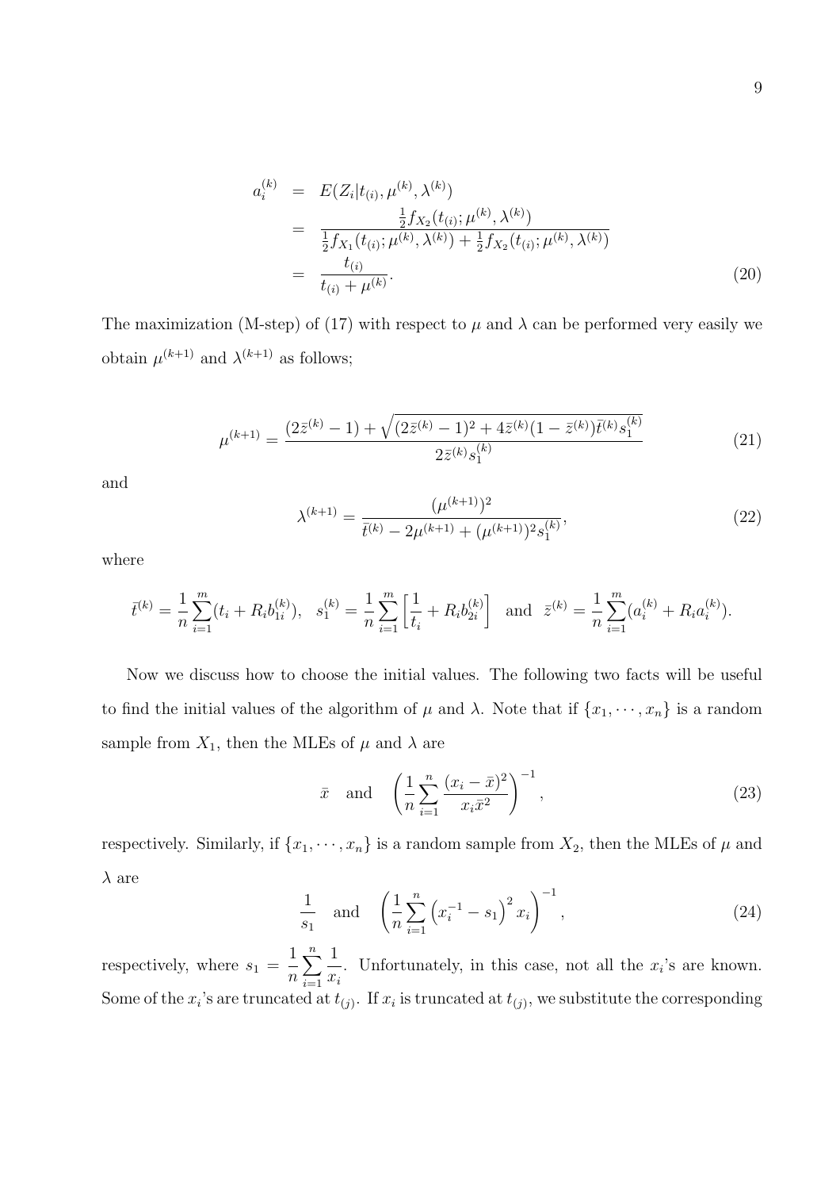$$
\begin{aligned}
a_i^{(k)} &= E(Z_i|t_{(i)}, \mu^{(k)}, \lambda^{(k)}) \\
&= \frac{\frac{1}{2} f_{X_2}(t_{(i)}; \mu^{(k)}, \lambda^{(k)})}{\frac{1}{2} f_{X_1}(t_{(i)}; \mu^{(k)}, \lambda^{(k)}) + \frac{1}{2} f_{X_2}(t_{(i)}; \mu^{(k)}, \lambda^{(k)})} \\
&= \frac{t_{(i)}}{t_{(i)} + \mu^{(k)}}.
\end{aligned} \tag{20}
$$

The maximization (M-step) of (17) with respect to $\mu$ and $\lambda$ can be performed very easily we obtain $\mu^{(k+1)}$ and $\lambda^{(k+1)}$ as follows;

$$
\mu^{(k+1)} = \frac{(2\bar{z}^{(k)} - 1) + \sqrt{(2\bar{z}^{(k)} - 1)^2 + 4\bar{z}^{(k)}(1 - \bar{z}^{(k)})\bar{t}^{(k)} s_1^{(k)}}}{2\bar{z}^{(k)} s_1^{(k)}} \tag{21}
$$

and

$$
\lambda^{(k+1)} = \frac{(\mu^{(k+1)})^2}{\bar{t}^{(k)} - 2\mu^{(k+1)} + (\mu^{(k+1)})^2 s_1^{(k)}}, \tag{22}
$$

where

$$
\bar{t}^{(k)} = \frac{1}{n}\sum_{i=1}^{m}(t_i + R_i b_{1i}^{(k)}), \quad s_1^{(k)} = \frac{1}{n}\sum_{i=1}^{m}\left[\frac{1}{t_i} + R_i b_{2i}^{(k)}\right] \quad \text{and} \quad \bar{z}^{(k)} = \frac{1}{n}\sum_{i=1}^{m}(a_i^{(k)} + R_i a_i^{(k)}).
$$

Now we discuss how to choose the initial values. The following two facts will be useful to find the initial values of the algorithm of $\mu$ and $\lambda$. Note that if $\{x_1, \cdots, x_n\}$ is a random sample from $X_1$, then the MLEs of $\mu$ and $\lambda$ are

$$
\bar{x} \quad \text{and} \quad \left(\frac{1}{n}\sum_{i=1}^{n}\frac{(x_i - \bar{x})^2}{x_i \bar{x}^2}\right)^{-1}, \tag{23}
$$

respectively. Similarly, if $\{x_1, \cdots, x_n\}$ is a random sample from $X_2$, then the MLEs of $\mu$ and $\lambda$ are

$$
\frac{1}{s_1} \quad \text{and} \quad \left(\frac{1}{n}\sum_{i=1}^{n}\left(x_i^{-1} - s_1\right)^2 x_i\right)^{-1}, \tag{24}
$$

respectively, where $s_1 = \frac{1}{n}\sum_{i=1}^{n}\frac{1}{x_i}$. Unfortunately, in this case, not all the $x_i$'s are known. Some of the $x_i$'s are truncated at $t_{(j)}$. If $x_i$ is truncated at $t_{(j)}$, we substitute the corresponding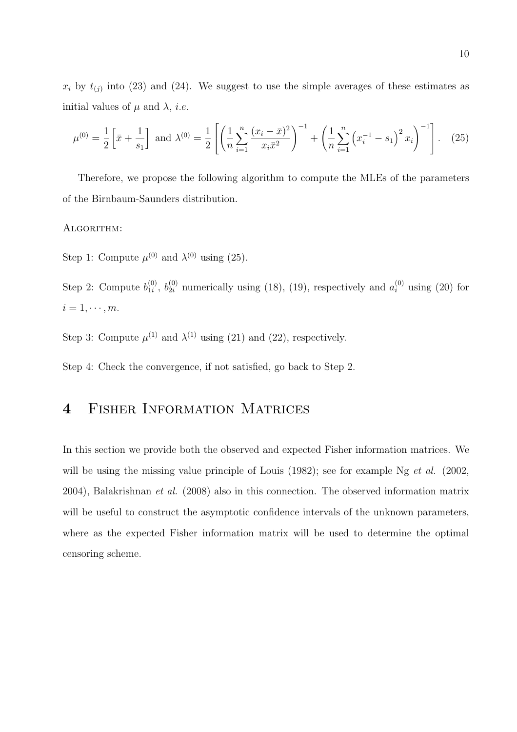$x_i$ by $t_{(j)}$ into (23) and (24). We suggest to use the simple averages of these estimates as initial values of $\mu$ and $\lambda$, *i.e.*

$$\mu^{(0)} = \frac{1}{2}\left[\bar{x} + \frac{1}{s_1}\right] \text{ and } \lambda^{(0)} = \frac{1}{2}\left[\left(\frac{1}{n}\sum_{i=1}^{n}\frac{(x_i - \bar{x})^2}{x_i \bar{x}^2}\right)^{-1} + \left(\frac{1}{n}\sum_{i=1}^{n}\left(x_i^{-1} - s_1\right)^2 x_i\right)^{-1}\right]. \quad (25)$$

Therefore, we propose the following algorithm to compute the MLEs of the parameters of the Birnbaum-Saunders distribution.

Algorithm:

Step 1: Compute $\mu^{(0)}$ and $\lambda^{(0)}$ using (25).

Step 2: Compute $b_{1i}^{(0)}$, $b_{2i}^{(0)}$ numerically using (18), (19), respectively and $a_i^{(0)}$ using (20) for $i = 1, \cdots, m$.

Step 3: Compute $\mu^{(1)}$ and $\lambda^{(1)}$ using (21) and (22), respectively.

Step 4: Check the convergence, if not satisfied, go back to Step 2.

# 4 Fisher Information Matrices

In this section we provide both the observed and expected Fisher information matrices. We will be using the missing value principle of Louis (1982); see for example Ng *et al.* (2002, 2004), Balakrishnan *et al.* (2008) also in this connection. The observed information matrix will be useful to construct the asymptotic confidence intervals of the unknown parameters, where as the expected Fisher information matrix will be used to determine the optimal censoring scheme.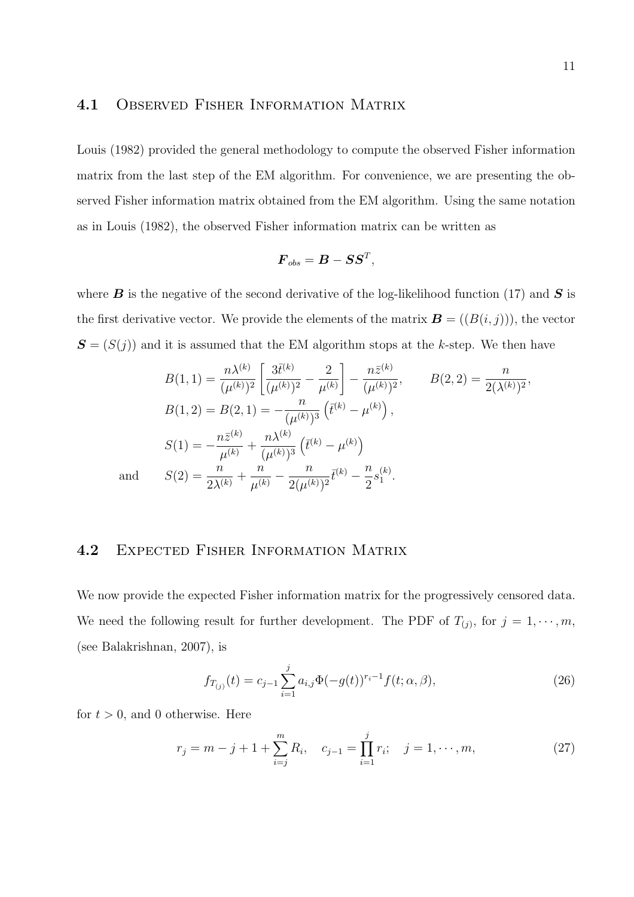## 4.1 Observed Fisher Information Matrix

Louis (1982) provided the general methodology to compute the observed Fisher information matrix from the last step of the EM algorithm. For convenience, we are presenting the observed Fisher information matrix obtained from the EM algorithm. Using the same notation as in Louis (1982), the observed Fisher information matrix can be written as

$$\boldsymbol{F}_{obs} = \boldsymbol{B} - \boldsymbol{S}\boldsymbol{S}^T,$$

where $\boldsymbol{B}$ is the negative of the second derivative of the log-likelihood function (17) and $\boldsymbol{S}$ is the first derivative vector. We provide the elements of the matrix $\boldsymbol{B} = ((B(i,j)))$, the vector $\boldsymbol{S} = (S(j))$ and it is assumed that the EM algorithm stops at the $k$-step. We then have

$$B(1,1) = \frac{n\lambda^{(k)}}{(\mu^{(k)})^2}\left[\frac{3\bar{t}^{(k)}}{(\mu^{(k)})^2} - \frac{2}{\mu^{(k)}}\right] - \frac{n\bar{z}^{(k)}}{(\mu^{(k)})^2}, \qquad B(2,2) = \frac{n}{2(\lambda^{(k)})^2},$$

$$B(1,2) = B(2,1) = -\frac{n}{(\mu^{(k)})^3}\left(\bar{t}^{(k)} - \mu^{(k)}\right),$$

$$S(1) = -\frac{n\bar{z}^{(k)}}{\mu^{(k)}} + \frac{n\lambda^{(k)}}{(\mu^{(k)})^3}\left(\bar{t}^{(k)} - \mu^{(k)}\right)$$

and

$$S(2) = \frac{n}{2\lambda^{(k)}} + \frac{n}{\mu^{(k)}} - \frac{n}{2(\mu^{(k)})^2}\bar{t}^{(k)} - \frac{n}{2}s_1^{(k)}.$$

## 4.2 Expected Fisher Information Matrix

We now provide the expected Fisher information matrix for the progressively censored data. We need the following result for further development. The PDF of $T_{(j)}$, for $j = 1, \cdots, m$, (see Balakrishnan, 2007), is

$$f_{T_{(j)}}(t) = c_{j-1}\sum_{i=1}^{j} a_{i,j}\Phi(-g(t))^{r_i - 1} f(t;\alpha,\beta), \tag{26}$$

for $t > 0$, and 0 otherwise. Here

$$r_j = m - j + 1 + \sum_{i=j}^{m} R_i, \quad c_{j-1} = \prod_{i=1}^{j} r_i; \quad j = 1, \cdots, m, \tag{27}$$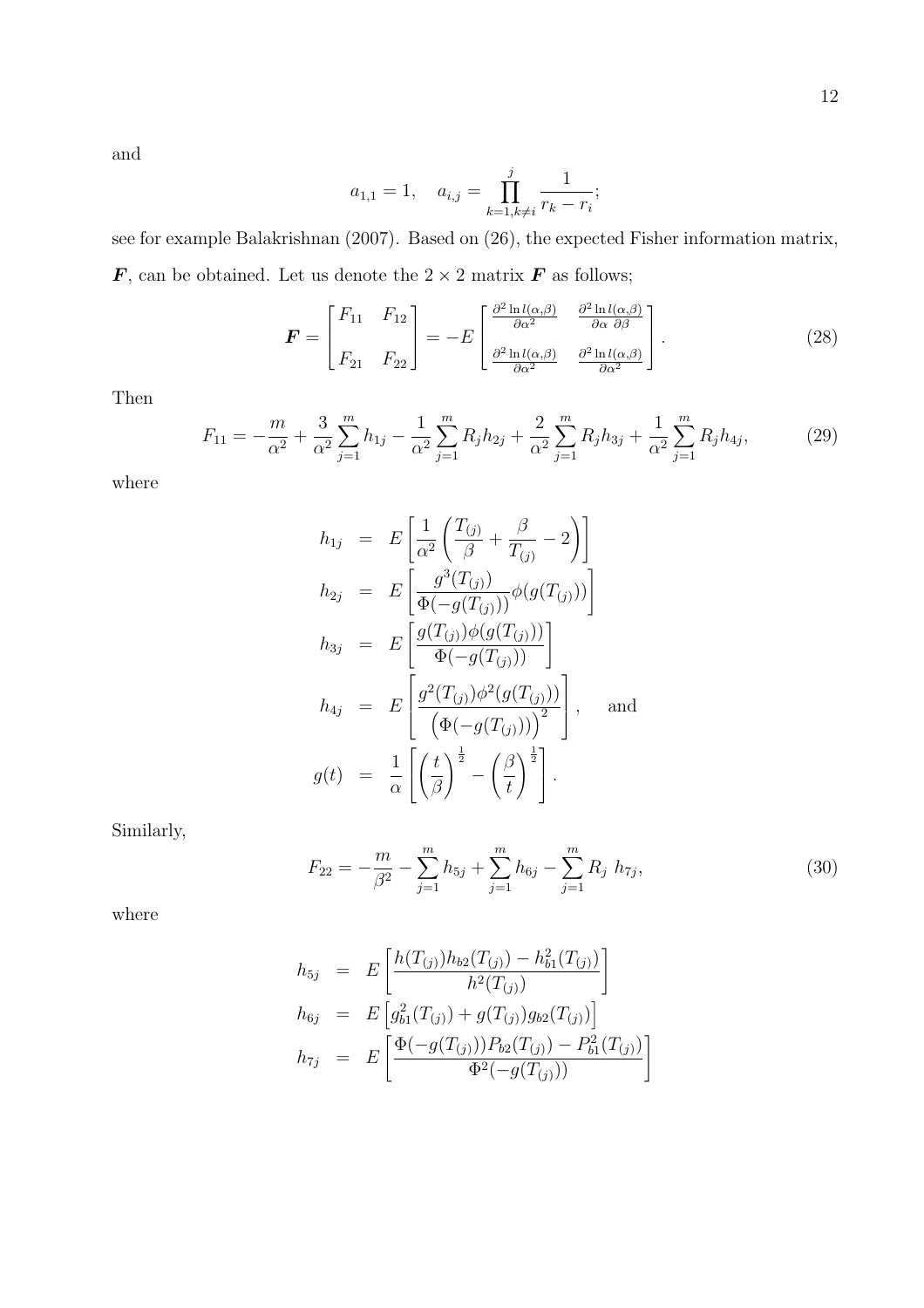and

$$a_{1,1} = 1, \quad a_{i,j} = \prod_{k=1, k \neq i}^{j} \frac{1}{r_k - r_i};$$

see for example Balakrishnan (2007). Based on (26), the expected Fisher information matrix, $\boldsymbol{F}$, can be obtained. Let us denote the $2 \times 2$ matrix $\boldsymbol{F}$ as follows;

$$\boldsymbol{F} = \begin{bmatrix} F_{11} & F_{12} \\ F_{21} & F_{22} \end{bmatrix} = -E \begin{bmatrix} \frac{\partial^2 \ln l(\alpha,\beta)}{\partial \alpha^2} & \frac{\partial^2 \ln l(\alpha,\beta)}{\partial \alpha \; \partial \beta} \\ \frac{\partial^2 \ln l(\alpha,\beta)}{\partial \alpha^2} & \frac{\partial^2 \ln l(\alpha,\beta)}{\partial \alpha^2} \end{bmatrix}. \tag{28}$$

Then

$$F_{11} = -\frac{m}{\alpha^2} + \frac{3}{\alpha^2} \sum_{j=1}^{m} h_{1j} - \frac{1}{\alpha^2} \sum_{j=1}^{m} R_j h_{2j} + \frac{2}{\alpha^2} \sum_{j=1}^{m} R_j h_{3j} + \frac{1}{\alpha^2} \sum_{j=1}^{m} R_j h_{4j}, \tag{29}$$

where

$$\begin{aligned}
h_{1j} &= E\left[\frac{1}{\alpha^2}\left(\frac{T_{(j)}}{\beta} + \frac{\beta}{T_{(j)}} - 2\right)\right] \\
h_{2j} &= E\left[\frac{g^3(T_{(j)})}{\Phi(-g(T_{(j)}))}\phi(g(T_{(j)}))\right] \\
h_{3j} &= E\left[\frac{g(T_{(j)})\phi(g(T_{(j)}))}{\Phi(-g(T_{(j)}))}\right] \\
h_{4j} &= E\left[\frac{g^2(T_{(j)})\phi^2(g(T_{(j)}))}{\left(\Phi(-g(T_{(j)}))\right)^2}\right], \quad \text{and} \\
g(t) &= \frac{1}{\alpha}\left[\left(\frac{t}{\beta}\right)^{\frac{1}{2}} - \left(\frac{\beta}{t}\right)^{\frac{1}{2}}\right].
\end{aligned}$$

Similarly,

$$F_{22} = -\frac{m}{\beta^2} - \sum_{j=1}^{m} h_{5j} + \sum_{j=1}^{m} h_{6j} - \sum_{j=1}^{m} R_j \; h_{7j}, \tag{30}$$

where

$$\begin{aligned}
h_{5j} &= E\left[\frac{h(T_{(j)})h_{b2}(T_{(j)}) - h_{b1}^2(T_{(j)})}{h^2(T_{(j)})}\right] \\
h_{6j} &= E\left[g_{b1}^2(T_{(j)}) + g(T_{(j)})g_{b2}(T_{(j)})\right] \\
h_{7j} &= E\left[\frac{\Phi(-g(T_{(j)}))P_{b2}(T_{(j)}) - P_{b1}^2(T_{(j)})}{\Phi^2(-g(T_{(j)}))}\right]
\end{aligned}$$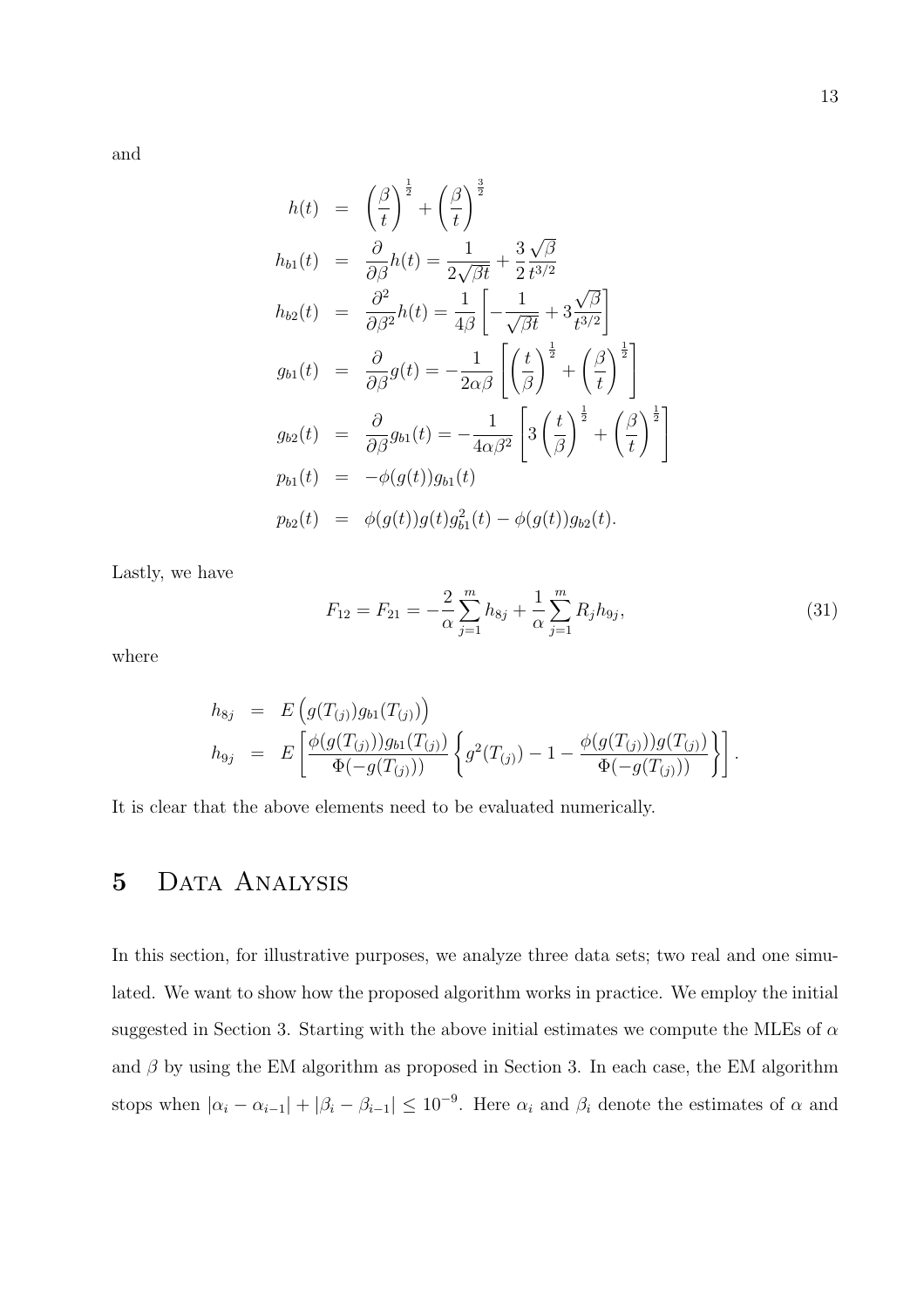and

$$
\begin{aligned}
h(t) &= \left(\frac{\beta}{t}\right)^{\frac{1}{2}} + \left(\frac{\beta}{t}\right)^{\frac{3}{2}} \\
h_{b1}(t) &= \frac{\partial}{\partial \beta} h(t) = \frac{1}{2\sqrt{\beta t}} + \frac{3}{2}\frac{\sqrt{\beta}}{t^{3/2}} \\
h_{b2}(t) &= \frac{\partial^2}{\partial \beta^2} h(t) = \frac{1}{4\beta}\left[-\frac{1}{\sqrt{\beta t}} + 3\frac{\sqrt{\beta}}{t^{3/2}}\right] \\
g_{b1}(t) &= \frac{\partial}{\partial \beta} g(t) = -\frac{1}{2\alpha\beta}\left[\left(\frac{t}{\beta}\right)^{\frac{1}{2}} + \left(\frac{\beta}{t}\right)^{\frac{1}{2}}\right] \\
g_{b2}(t) &= \frac{\partial}{\partial \beta} g_{b1}(t) = -\frac{1}{4\alpha\beta^2}\left[3\left(\frac{t}{\beta}\right)^{\frac{1}{2}} + \left(\frac{\beta}{t}\right)^{\frac{1}{2}}\right] \\
p_{b1}(t) &= -\phi(g(t)) g_{b1}(t) \\
p_{b2}(t) &= \phi(g(t)) g(t) g_{b1}^2(t) - \phi(g(t)) g_{b2}(t).
\end{aligned}
$$

Lastly, we have

$$
F_{12} = F_{21} = -\frac{2}{\alpha}\sum_{j=1}^{m} h_{8j} + \frac{1}{\alpha}\sum_{j=1}^{m} R_j h_{9j}, \tag{31}
$$

where

$$
\begin{aligned}
h_{8j} &= E\left(g(T_{(j)}) g_{b1}(T_{(j)})\right) \\
h_{9j} &= E\left[\frac{\phi(g(T_{(j)})) g_{b1}(T_{(j)})}{\Phi(-g(T_{(j)}))}\left\{g^2(T_{(j)}) - 1 - \frac{\phi(g(T_{(j)})) g(T_{(j)})}{\Phi(-g(T_{(j)}))}\right\}\right].
\end{aligned}
$$

It is clear that the above elements need to be evaluated numerically.

# 5 Data Analysis

In this section, for illustrative purposes, we analyze three data sets; two real and one simulated. We want to show how the proposed algorithm works in practice. We employ the initial suggested in Section 3. Starting with the above initial estimates we compute the MLEs of $\alpha$ and $\beta$ by using the EM algorithm as proposed in Section 3. In each case, the EM algorithm stops when $|\alpha_i - \alpha_{i-1}| + |\beta_i - \beta_{i-1}| \leq 10^{-9}$. Here $\alpha_i$ and $\beta_i$ denote the estimates of $\alpha$ and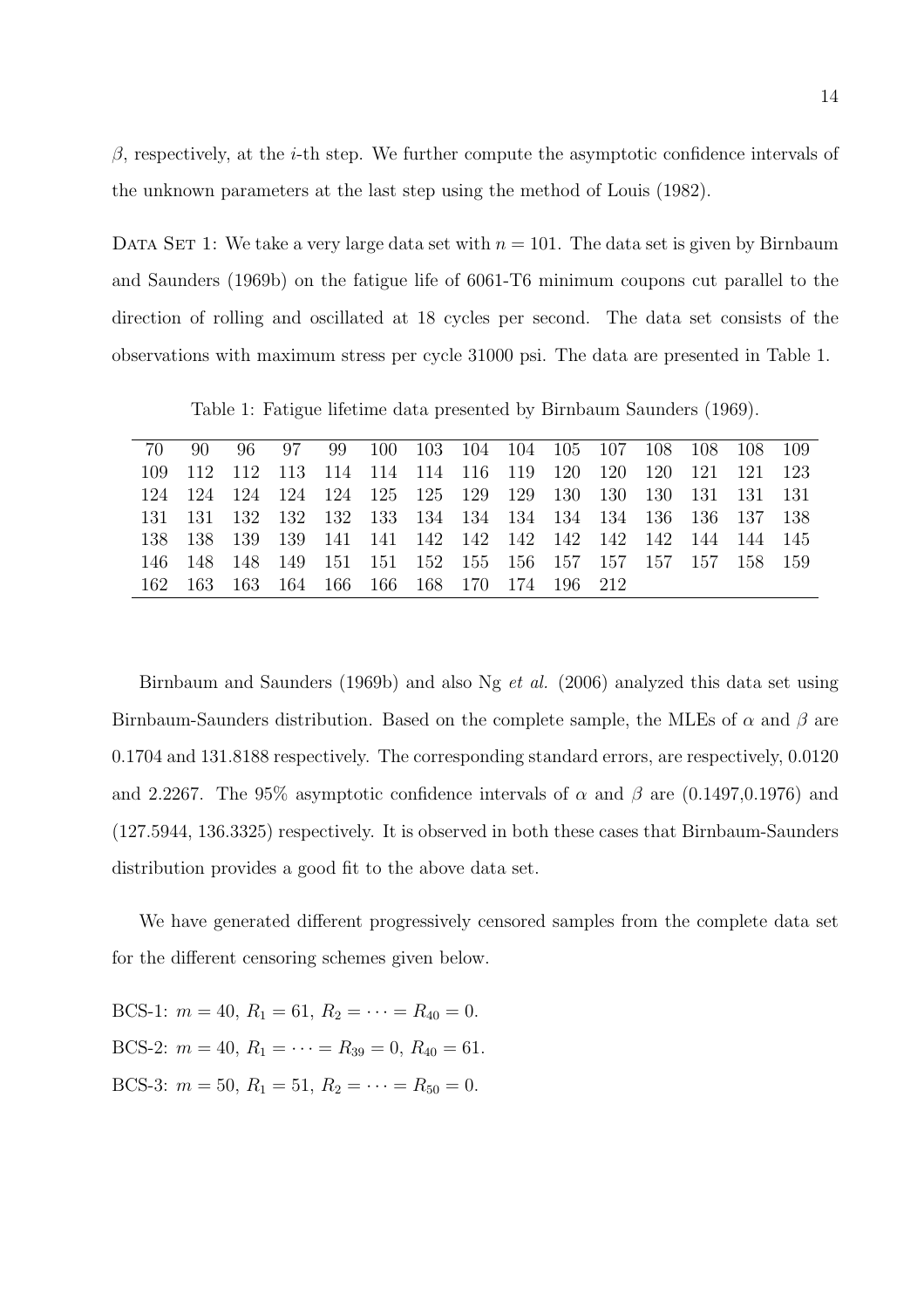$\beta$, respectively, at the $i$-th step. We further compute the asymptotic confidence intervals of the unknown parameters at the last step using the method of Louis (1982).

DATA SET 1: We take a very large data set with $n = 101$. The data set is given by Birnbaum and Saunders (1969b) on the fatigue life of 6061-T6 minimum coupons cut parallel to the direction of rolling and oscillated at 18 cycles per second. The data set consists of the observations with maximum stress per cycle 31000 psi. The data are presented in Table 1.

Table 1: Fatigue lifetime data presented by Birnbaum Saunders (1969).

| | | | | | | | | | | | | | | |
|---|---|---|---|---|---|---|---|---|---|---|---|---|---|---|
| 70 | 90 | 96 | 97 | 99 | 100 | 103 | 104 | 104 | 105 | 107 | 108 | 108 | 108 | 109 |
| 109 | 112 | 112 | 113 | 114 | 114 | 114 | 116 | 119 | 120 | 120 | 120 | 121 | 121 | 123 |
| 124 | 124 | 124 | 124 | 124 | 125 | 125 | 129 | 129 | 130 | 130 | 130 | 131 | 131 | 131 |
| 131 | 131 | 132 | 132 | 132 | 133 | 134 | 134 | 134 | 134 | 134 | 136 | 136 | 137 | 138 |
| 138 | 138 | 139 | 139 | 141 | 141 | 142 | 142 | 142 | 142 | 142 | 142 | 144 | 144 | 145 |
| 146 | 148 | 148 | 149 | 151 | 151 | 152 | 155 | 156 | 157 | 157 | 157 | 157 | 158 | 159 |
| 162 | 163 | 163 | 164 | 166 | 166 | 168 | 170 | 174 | 196 | 212 | | | | |

Birnbaum and Saunders (1969b) and also Ng *et al.* (2006) analyzed this data set using Birnbaum-Saunders distribution. Based on the complete sample, the MLEs of $\alpha$ and $\beta$ are 0.1704 and 131.8188 respectively. The corresponding standard errors, are respectively, 0.0120 and 2.2267. The 95% asymptotic confidence intervals of $\alpha$ and $\beta$ are (0.1497,0.1976) and (127.5944, 136.3325) respectively. It is observed in both these cases that Birnbaum-Saunders distribution provides a good fit to the above data set.

We have generated different progressively censored samples from the complete data set for the different censoring schemes given below.

BCS-1: $m = 40$, $R_1 = 61$, $R_2 = \cdots = R_{40} = 0$.

BCS-2: $m = 40$, $R_1 = \cdots = R_{39} = 0$, $R_{40} = 61$.

BCS-3: $m = 50$, $R_1 = 51$, $R_2 = \cdots = R_{50} = 0$.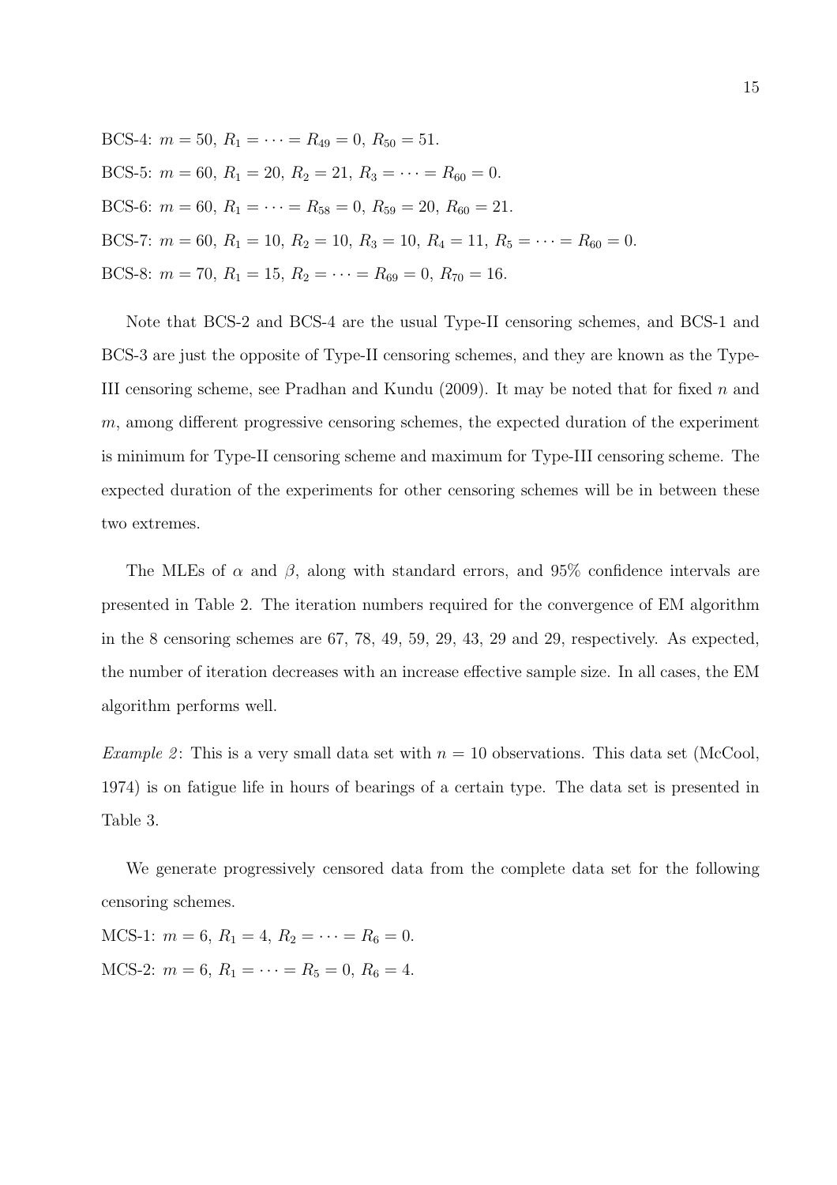BCS-4: $m = 50$, $R_1 = \cdots = R_{49} = 0$, $R_{50} = 51$.

BCS-5: $m = 60$, $R_1 = 20$, $R_2 = 21$, $R_3 = \cdots = R_{60} = 0$.

BCS-6: $m = 60$, $R_1 = \cdots = R_{58} = 0$, $R_{59} = 20$, $R_{60} = 21$.

BCS-7: $m = 60$, $R_1 = 10$, $R_2 = 10$, $R_3 = 10$, $R_4 = 11$, $R_5 = \cdots = R_{60} = 0$.

BCS-8: $m = 70$, $R_1 = 15$, $R_2 = \cdots = R_{69} = 0$, $R_{70} = 16$.

Note that BCS-2 and BCS-4 are the usual Type-II censoring schemes, and BCS-1 and BCS-3 are just the opposite of Type-II censoring schemes, and they are known as the Type-III censoring scheme, see Pradhan and Kundu (2009). It may be noted that for fixed $n$ and $m$, among different progressive censoring schemes, the expected duration of the experiment is minimum for Type-II censoring scheme and maximum for Type-III censoring scheme. The expected duration of the experiments for other censoring schemes will be in between these two extremes.

The MLEs of $\alpha$ and $\beta$, along with standard errors, and 95% confidence intervals are presented in Table 2. The iteration numbers required for the convergence of EM algorithm in the 8 censoring schemes are 67, 78, 49, 59, 29, 43, 29 and 29, respectively. As expected, the number of iteration decreases with an increase effective sample size. In all cases, the EM algorithm performs well.

*Example 2*: This is a very small data set with $n = 10$ observations. This data set (McCool, 1974) is on fatigue life in hours of bearings of a certain type. The data set is presented in Table 3.

We generate progressively censored data from the complete data set for the following censoring schemes.

MCS-1: $m = 6$, $R_1 = 4$, $R_2 = \cdots = R_6 = 0$.

MCS-2: $m = 6$, $R_1 = \cdots = R_5 = 0$, $R_6 = 4$.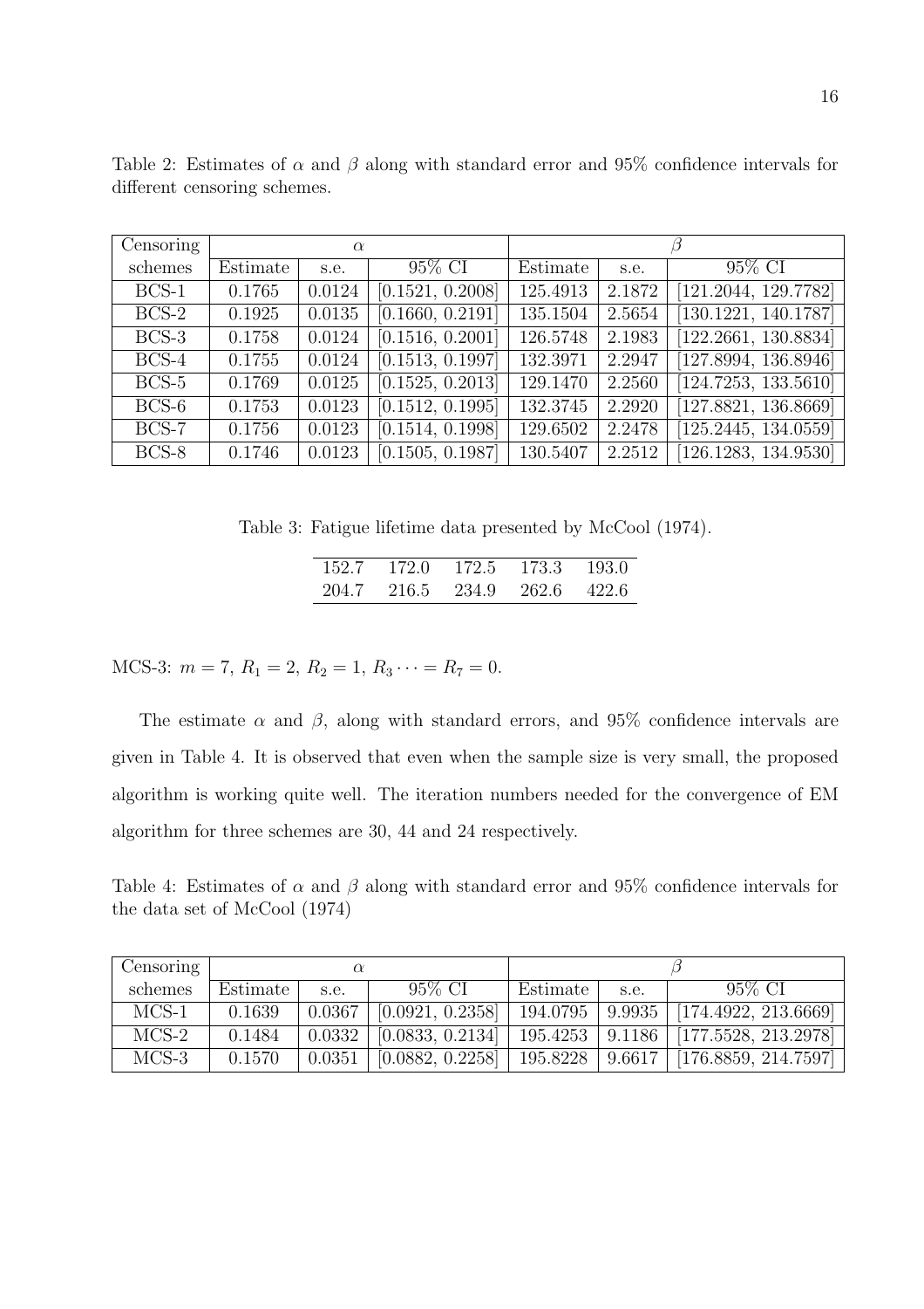Table 2: Estimates of $\alpha$ and $\beta$ along with standard error and 95% confidence intervals for different censoring schemes.

| Censoring | $\alpha$ | | | $\beta$ | | |
|---|---|---|---|---|---|---|
| schemes | Estimate | s.e. | 95% CI | Estimate | s.e. | 95% CI |
| BCS-1 | 0.1765 | 0.0124 | [0.1521, 0.2008] | 125.4913 | 2.1872 | [121.2044, 129.7782] |
| BCS-2 | 0.1925 | 0.0135 | [0.1660, 0.2191] | 135.1504 | 2.5654 | [130.1221, 140.1787] |
| BCS-3 | 0.1758 | 0.0124 | [0.1516, 0.2001] | 126.5748 | 2.1983 | [122.2661, 130.8834] |
| BCS-4 | 0.1755 | 0.0124 | [0.1513, 0.1997] | 132.3971 | 2.2947 | [127.8994, 136.8946] |
| BCS-5 | 0.1769 | 0.0125 | [0.1525, 0.2013] | 129.1470 | 2.2560 | [124.7253, 133.5610] |
| BCS-6 | 0.1753 | 0.0123 | [0.1512, 0.1995] | 132.3745 | 2.2920 | [127.8821, 136.8669] |
| BCS-7 | 0.1756 | 0.0123 | [0.1514, 0.1998] | 129.6502 | 2.2478 | [125.2445, 134.0559] |
| BCS-8 | 0.1746 | 0.0123 | [0.1505, 0.1987] | 130.5407 | 2.2512 | [126.1283, 134.9530] |

Table 3: Fatigue lifetime data presented by McCool (1974).

| | | | | |
|---|---|---|---|---|
| 152.7 | 172.0 | 172.5 | 173.3 | 193.0 |
| 204.7 | 216.5 | 234.9 | 262.6 | 422.6 |

MCS-3: $m = 7$, $R_1 = 2$, $R_2 = 1$, $R_3 \cdots = R_7 = 0$.

The estimate $\alpha$ and $\beta$, along with standard errors, and 95% confidence intervals are given in Table 4. It is observed that even when the sample size is very small, the proposed algorithm is working quite well. The iteration numbers needed for the convergence of EM algorithm for three schemes are 30, 44 and 24 respectively.

Table 4: Estimates of $\alpha$ and $\beta$ along with standard error and 95% confidence intervals for the data set of McCool (1974)

| Censoring | $\alpha$ | | | $\beta$ | | |
|---|---|---|---|---|---|---|
| schemes | Estimate | s.e. | 95% CI | Estimate | s.e. | 95% CI |
| MCS-1 | 0.1639 | 0.0367 | [0.0921, 0.2358] | 194.0795 | 9.9935 | [174.4922, 213.6669] |
| MCS-2 | 0.1484 | 0.0332 | [0.0833, 0.2134] | 195.4253 | 9.1186 | [177.5528, 213.2978] |
| MCS-3 | 0.1570 | 0.0351 | [0.0882, 0.2258] | 195.8228 | 9.6617 | [176.8859, 214.7597] |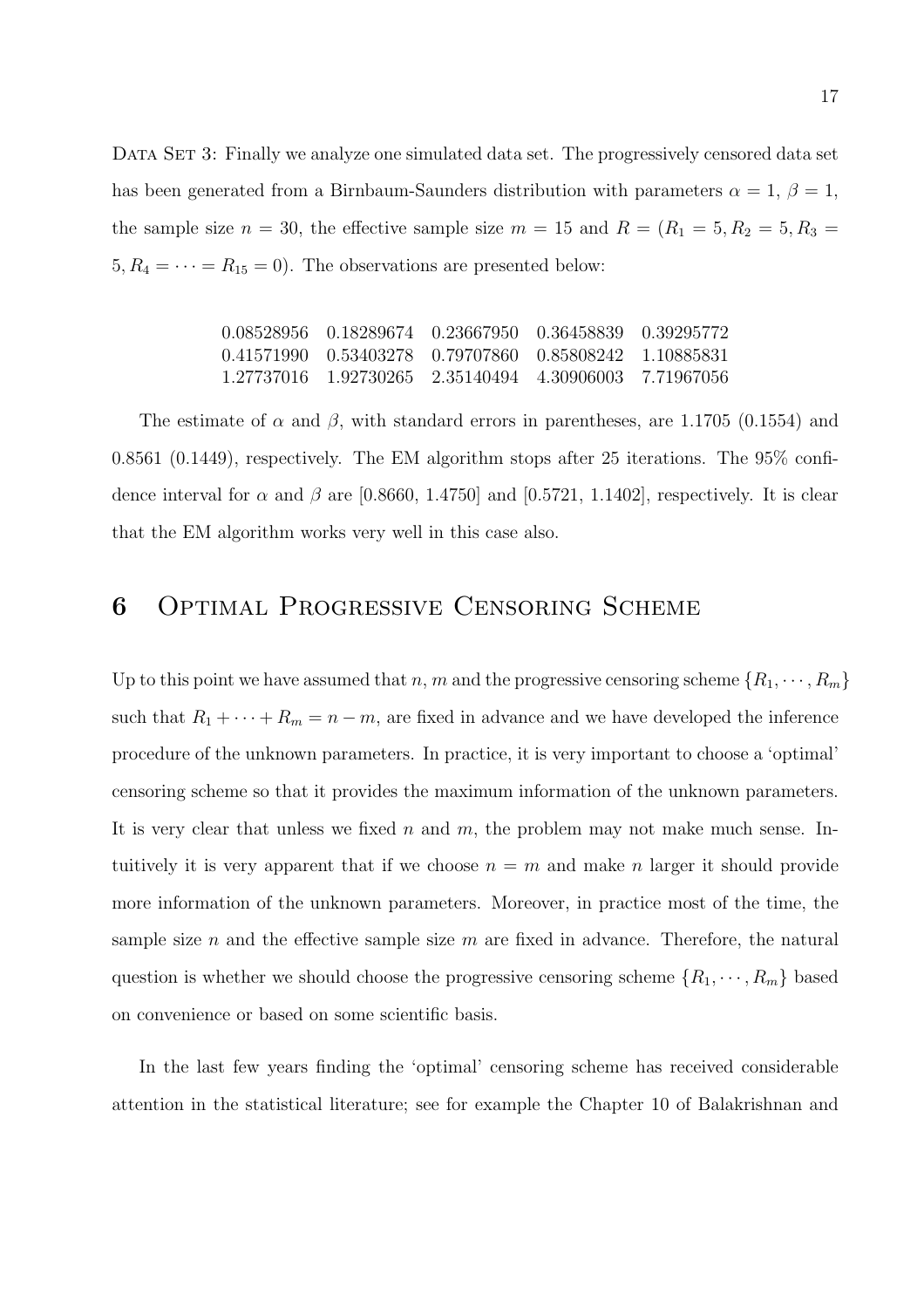Data Set 3: Finally we analyze one simulated data set. The progressively censored data set has been generated from a Birnbaum-Saunders distribution with parameters $\alpha = 1$, $\beta = 1$, the sample size $n = 30$, the effective sample size $m = 15$ and $R = (R_1 = 5, R_2 = 5, R_3 = 5, R_4 = \cdots = R_{15} = 0)$. The observations are presented below:

| | | | | |
|---|---|---|---|---|
| 0.08528956 | 0.18289674 | 0.23667950 | 0.36458839 | 0.39295772 |
| 0.41571990 | 0.53403278 | 0.79707860 | 0.85808242 | 1.10885831 |
| 1.27737016 | 1.92730265 | 2.35140494 | 4.30906003 | 7.71967056 |

The estimate of $\alpha$ and $\beta$, with standard errors in parentheses, are 1.1705 (0.1554) and 0.8561 (0.1449), respectively. The EM algorithm stops after 25 iterations. The 95% confidence interval for $\alpha$ and $\beta$ are [0.8660, 1.4750] and [0.5721, 1.1402], respectively. It is clear that the EM algorithm works very well in this case also.

# 6 Optimal Progressive Censoring Scheme

Up to this point we have assumed that $n$, $m$ and the progressive censoring scheme $\{R_1, \cdots, R_m\}$ such that $R_1 + \cdots + R_m = n - m$, are fixed in advance and we have developed the inference procedure of the unknown parameters. In practice, it is very important to choose a 'optimal' censoring scheme so that it provides the maximum information of the unknown parameters. It is very clear that unless we fixed $n$ and $m$, the problem may not make much sense. Intuitively it is very apparent that if we choose $n = m$ and make $n$ larger it should provide more information of the unknown parameters. Moreover, in practice most of the time, the sample size $n$ and the effective sample size $m$ are fixed in advance. Therefore, the natural question is whether we should choose the progressive censoring scheme $\{R_1, \cdots, R_m\}$ based on convenience or based on some scientific basis.

In the last few years finding the 'optimal' censoring scheme has received considerable attention in the statistical literature; see for example the Chapter 10 of Balakrishnan and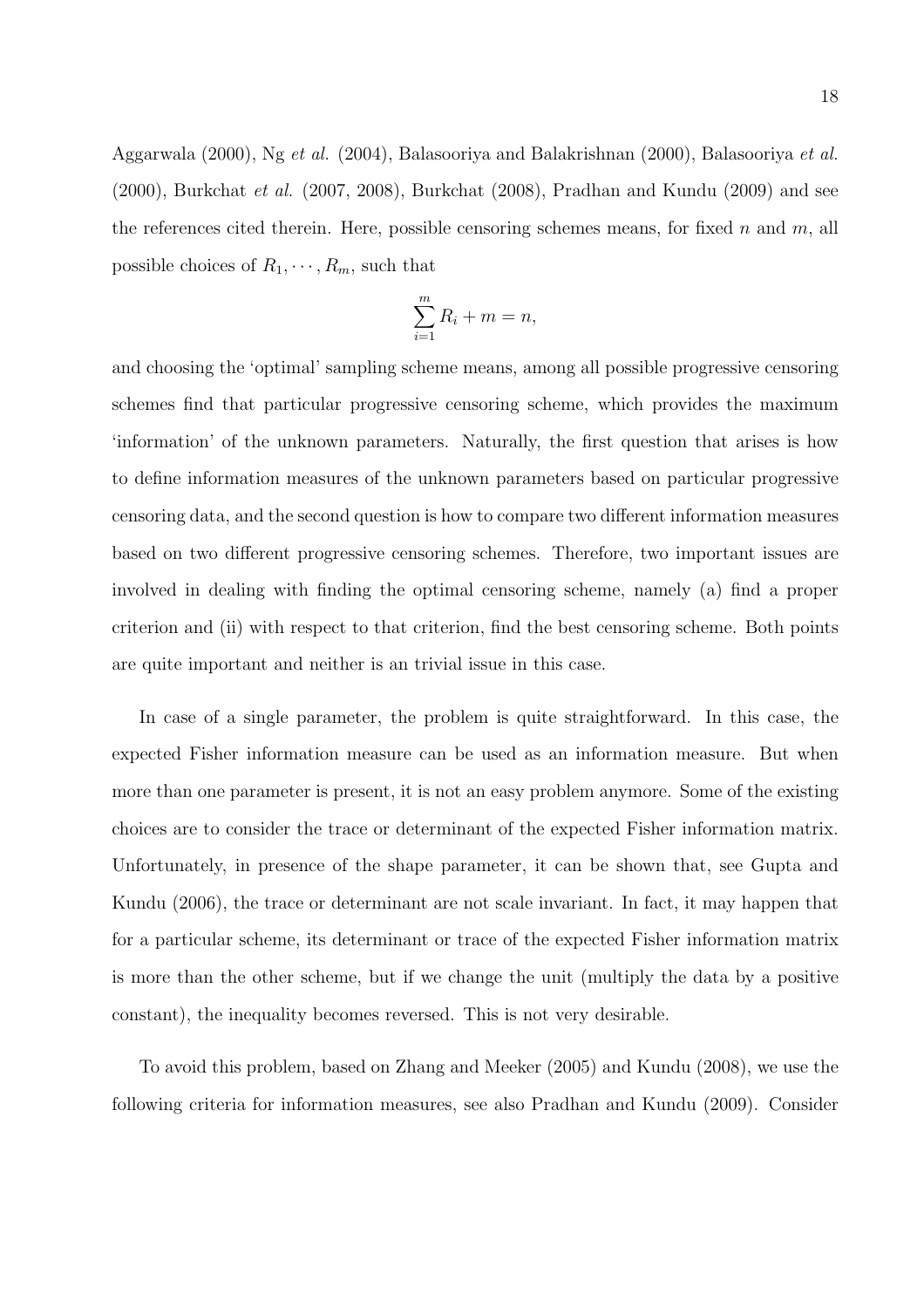Aggarwala (2000), Ng *et al.* (2004), Balasooriya and Balakrishnan (2000), Balasooriya *et al.* (2000), Burkchat *et al.* (2007, 2008), Burkchat (2008), Pradhan and Kundu (2009) and see the references cited therein. Here, possible censoring schemes means, for fixed $n$ and $m$, all possible choices of $R_1, \cdots, R_m$, such that

$$\sum_{i=1}^{m} R_i + m = n,$$

and choosing the 'optimal' sampling scheme means, among all possible progressive censoring schemes find that particular progressive censoring scheme, which provides the maximum 'information' of the unknown parameters. Naturally, the first question that arises is how to define information measures of the unknown parameters based on particular progressive censoring data, and the second question is how to compare two different information measures based on two different progressive censoring schemes. Therefore, two important issues are involved in dealing with finding the optimal censoring scheme, namely (a) find a proper criterion and (ii) with respect to that criterion, find the best censoring scheme. Both points are quite important and neither is an trivial issue in this case.

In case of a single parameter, the problem is quite straightforward. In this case, the expected Fisher information measure can be used as an information measure. But when more than one parameter is present, it is not an easy problem anymore. Some of the existing choices are to consider the trace or determinant of the expected Fisher information matrix. Unfortunately, in presence of the shape parameter, it can be shown that, see Gupta and Kundu (2006), the trace or determinant are not scale invariant. In fact, it may happen that for a particular scheme, its determinant or trace of the expected Fisher information matrix is more than the other scheme, but if we change the unit (multiply the data by a positive constant), the inequality becomes reversed. This is not very desirable.

To avoid this problem, based on Zhang and Meeker (2005) and Kundu (2008), we use the following criteria for information measures, see also Pradhan and Kundu (2009). Consider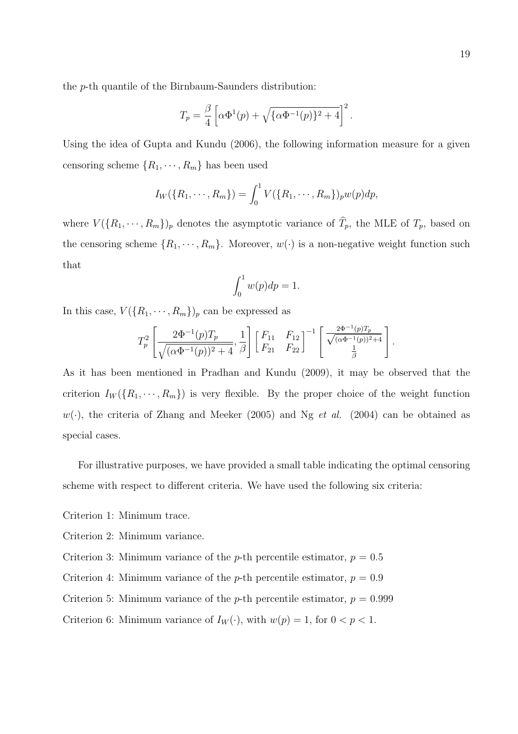the $p$-th quantile of the Birnbaum-Saunders distribution:

$$T_p = \frac{\beta}{4}\left[\alpha\Phi^{1}(p) + \sqrt{\{\alpha\Phi^{-1}(p)\}^2 + 4}\right]^2.$$

Using the idea of Gupta and Kundu (2006), the following information measure for a given censoring scheme $\{R_1, \cdots, R_m\}$ has been used

$$I_W(\{R_1, \cdots, R_m\}) = \int_0^1 V(\{R_1, \cdots, R_m\})_p w(p) dp,$$

where $V(\{R_1, \cdots, R_m\})_p$ denotes the asymptotic variance of $\widehat{T}_p$, the MLE of $T_p$, based on the censoring scheme $\{R_1, \cdots, R_m\}$. Moreover, $w(\cdot)$ is a non-negative weight function such that

$$\int_0^1 w(p) dp = 1.$$

In this case, $V(\{R_1, \cdots, R_m\})_p$ can be expressed as

$$T_p^2 \left[\frac{2\Phi^{-1}(p)T_p}{\sqrt{(\alpha\Phi^{-1}(p))^2 + 4}}, \frac{1}{\beta}\right] \begin{bmatrix} F_{11} & F_{12} \\ F_{21} & F_{22} \end{bmatrix}^{-1} \begin{bmatrix} \frac{2\Phi^{-1}(p)T_p}{\sqrt{(\alpha\Phi^{-1}(p))^2+4}} \\ \frac{1}{\beta} \end{bmatrix}.$$

As it has been mentioned in Pradhan and Kundu (2009), it may be observed that the criterion $I_W(\{R_1, \cdots, R_m\})$ is very flexible. By the proper choice of the weight function $w(\cdot)$, the criteria of Zhang and Meeker (2005) and Ng *et al.* (2004) can be obtained as special cases.

For illustrative purposes, we have provided a small table indicating the optimal censoring scheme with respect to different criteria. We have used the following six criteria:

Criterion 1: Minimum trace.

Criterion 2: Minimum variance.

Criterion 3: Minimum variance of the $p$-th percentile estimator, $p = 0.5$

Criterion 4: Minimum variance of the $p$-th percentile estimator, $p = 0.9$

Criterion 5: Minimum variance of the $p$-th percentile estimator, $p = 0.999$

Criterion 6: Minimum variance of $I_W(\cdot)$, with $w(p) = 1$, for $0 < p < 1$.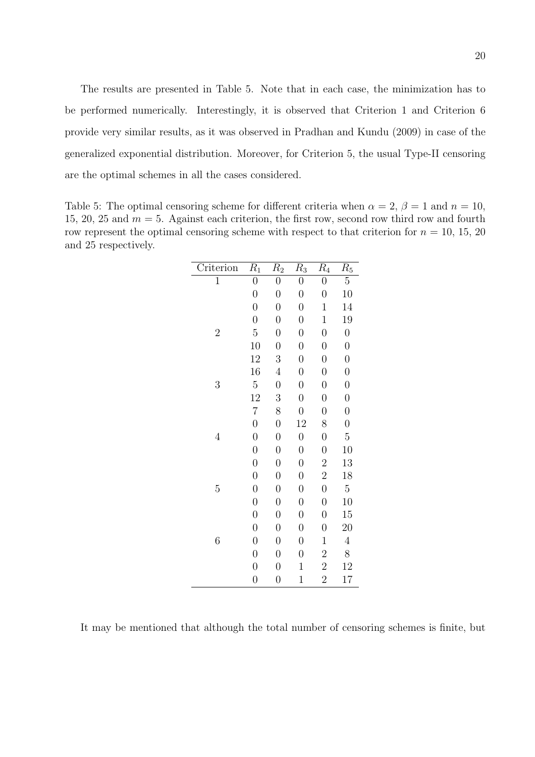The results are presented in Table 5. Note that in each case, the minimization has to be performed numerically. Interestingly, it is observed that Criterion 1 and Criterion 6 provide very similar results, as it was observed in Pradhan and Kundu (2009) in case of the generalized exponential distribution. Moreover, for Criterion 5, the usual Type-II censoring are the optimal schemes in all the cases considered.

Table 5: The optimal censoring scheme for different criteria when $\alpha = 2$, $\beta = 1$ and $n = 10$, 15, 20, 25 and $m = 5$. Against each criterion, the first row, second row third row and fourth row represent the optimal censoring scheme with respect to that criterion for $n = 10$, 15, 20 and 25 respectively.

| Criterion | $R_1$ | $R_2$ | $R_3$ | $R_4$ | $R_5$ |
|---|---|---|---|---|---|
| 1 | 0 | 0 | 0 | 0 | 5 |
| | 0 | 0 | 0 | 0 | 10 |
| | 0 | 0 | 0 | 1 | 14 |
| | 0 | 0 | 0 | 1 | 19 |
| 2 | 5 | 0 | 0 | 0 | 0 |
| | 10 | 0 | 0 | 0 | 0 |
| | 12 | 3 | 0 | 0 | 0 |
| | 16 | 4 | 0 | 0 | 0 |
| 3 | 5 | 0 | 0 | 0 | 0 |
| | 12 | 3 | 0 | 0 | 0 |
| | 7 | 8 | 0 | 0 | 0 |
| | 0 | 0 | 12 | 8 | 0 |
| 4 | 0 | 0 | 0 | 0 | 5 |
| | 0 | 0 | 0 | 0 | 10 |
| | 0 | 0 | 0 | 2 | 13 |
| | 0 | 0 | 0 | 2 | 18 |
| 5 | 0 | 0 | 0 | 0 | 5 |
| | 0 | 0 | 0 | 0 | 10 |
| | 0 | 0 | 0 | 0 | 15 |
| | 0 | 0 | 0 | 0 | 20 |
| 6 | 0 | 0 | 0 | 1 | 4 |
| | 0 | 0 | 0 | 2 | 8 |
| | 0 | 0 | 1 | 2 | 12 |
| | 0 | 0 | 1 | 2 | 17 |

It may be mentioned that although the total number of censoring schemes is finite, but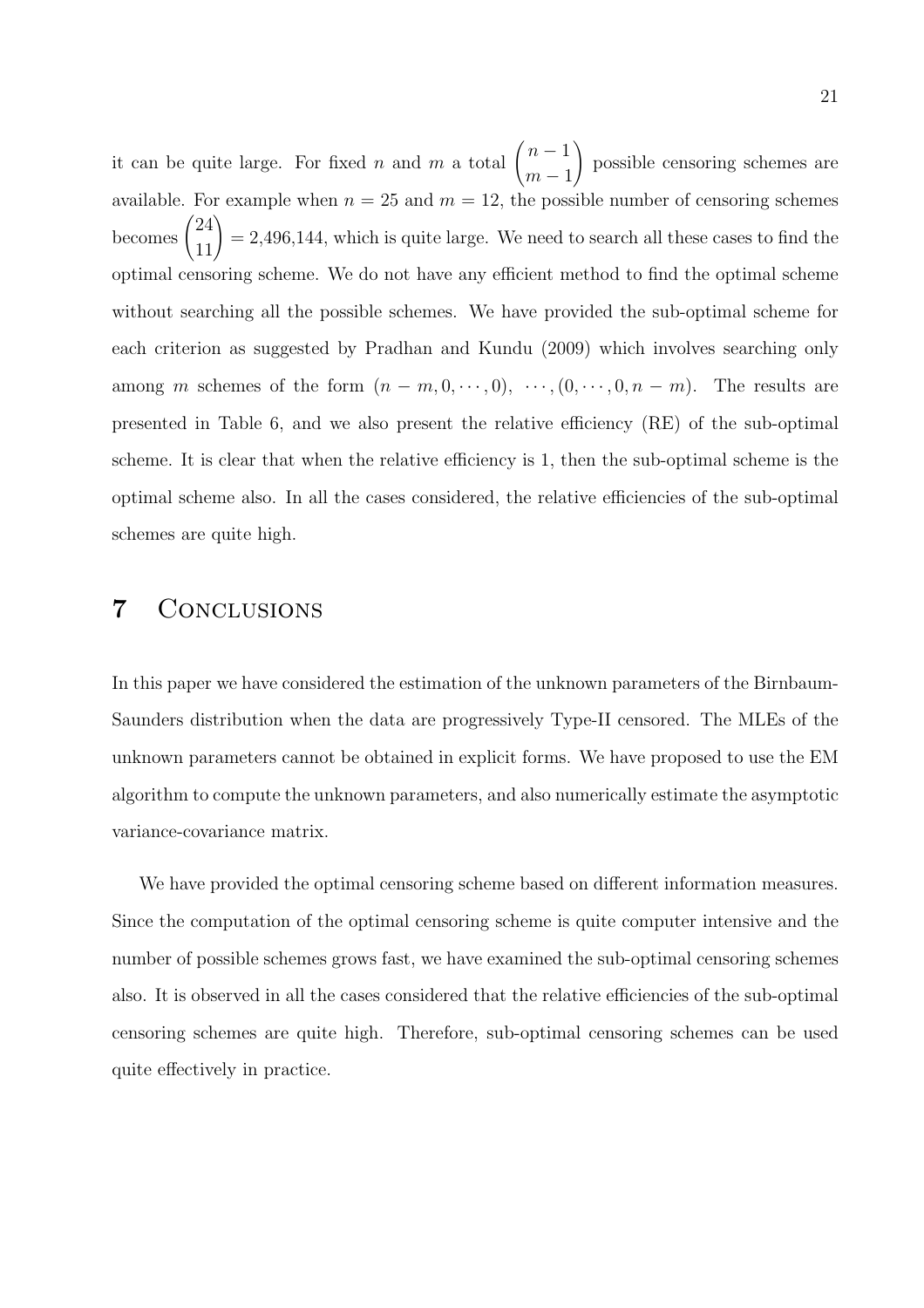it can be quite large. For fixed $n$ and $m$ a total $\binom{n-1}{m-1}$ possible censoring schemes are available. For example when $n = 25$ and $m = 12$, the possible number of censoring schemes becomes $\binom{24}{11} = 2{,}496{,}144$, which is quite large. We need to search all these cases to find the optimal censoring scheme. We do not have any efficient method to find the optimal scheme without searching all the possible schemes. We have provided the sub-optimal scheme for each criterion as suggested by Pradhan and Kundu (2009) which involves searching only among $m$ schemes of the form $(n-m, 0, \cdots, 0)$, $\cdots, (0, \cdots, 0, n-m)$. The results are presented in Table 6, and we also present the relative efficiency (RE) of the sub-optimal scheme. It is clear that when the relative efficiency is 1, then the sub-optimal scheme is the optimal scheme also. In all the cases considered, the relative efficiencies of the sub-optimal schemes are quite high.

# 7 Conclusions

In this paper we have considered the estimation of the unknown parameters of the Birnbaum-Saunders distribution when the data are progressively Type-II censored. The MLEs of the unknown parameters cannot be obtained in explicit forms. We have proposed to use the EM algorithm to compute the unknown parameters, and also numerically estimate the asymptotic variance-covariance matrix.

We have provided the optimal censoring scheme based on different information measures. Since the computation of the optimal censoring scheme is quite computer intensive and the number of possible schemes grows fast, we have examined the sub-optimal censoring schemes also. It is observed in all the cases considered that the relative efficiencies of the sub-optimal censoring schemes are quite high. Therefore, sub-optimal censoring schemes can be used quite effectively in practice.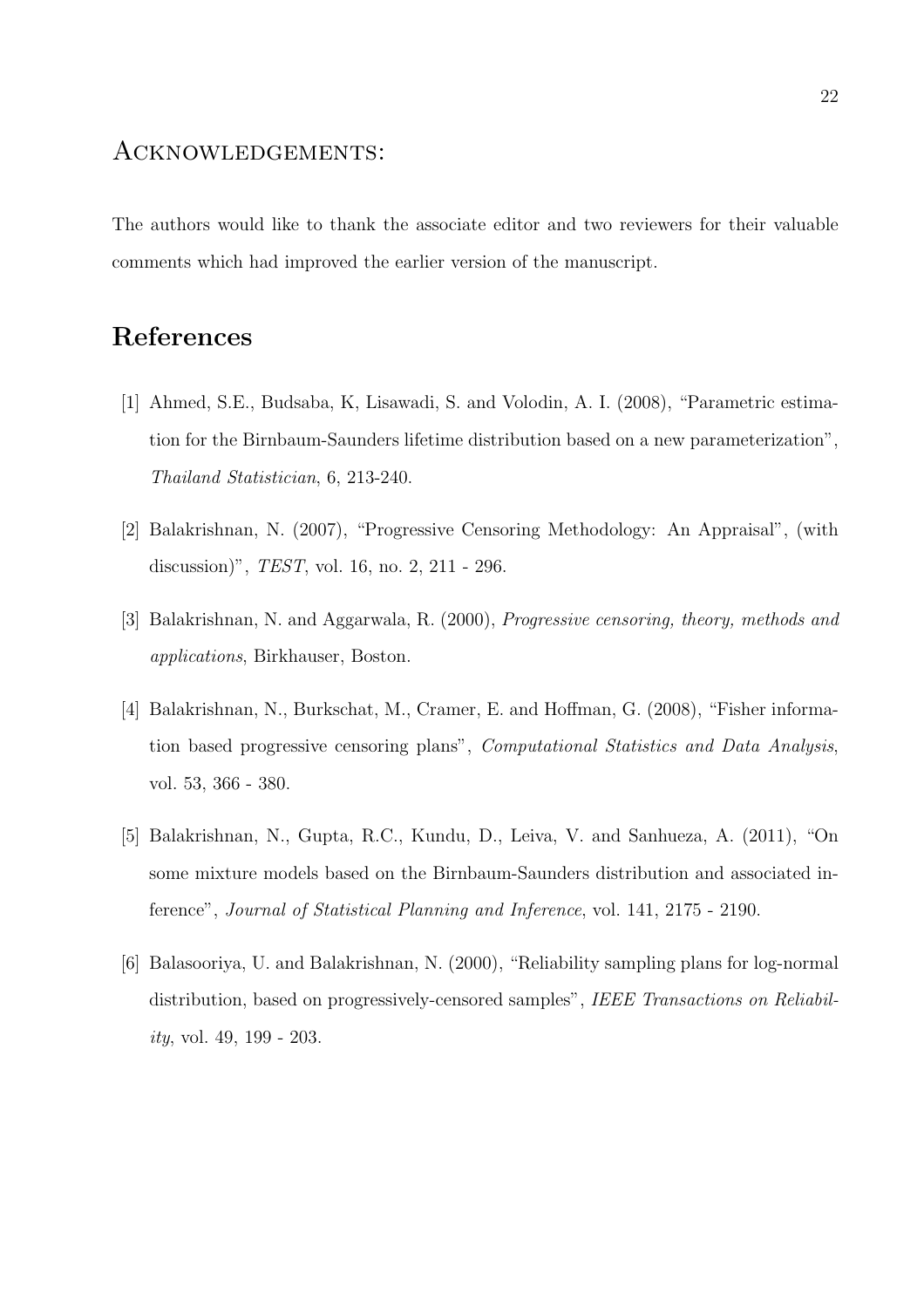## Acknowledgements:

The authors would like to thank the associate editor and two reviewers for their valuable comments which had improved the earlier version of the manuscript.

# References

[1] Ahmed, S.E., Budsaba, K, Lisawadi, S. and Volodin, A. I. (2008), "Parametric estimation for the Birnbaum-Saunders lifetime distribution based on a new parameterization", *Thailand Statistician*, 6, 213-240.

[2] Balakrishnan, N. (2007), "Progressive Censoring Methodology: An Appraisal", (with discussion)", *TEST*, vol. 16, no. 2, 211 - 296.

[3] Balakrishnan, N. and Aggarwala, R. (2000), *Progressive censoring, theory, methods and applications*, Birkhauser, Boston.

[4] Balakrishnan, N., Burkschat, M., Cramer, E. and Hoffman, G. (2008), "Fisher information based progressive censoring plans", *Computational Statistics and Data Analysis*, vol. 53, 366 - 380.

[5] Balakrishnan, N., Gupta, R.C., Kundu, D., Leiva, V. and Sanhueza, A. (2011), "On some mixture models based on the Birnbaum-Saunders distribution and associated inference", *Journal of Statistical Planning and Inference*, vol. 141, 2175 - 2190.

[6] Balasooriya, U. and Balakrishnan, N. (2000), "Reliability sampling plans for log-normal distribution, based on progressively-censored samples", *IEEE Transactions on Reliability*, vol. 49, 199 - 203.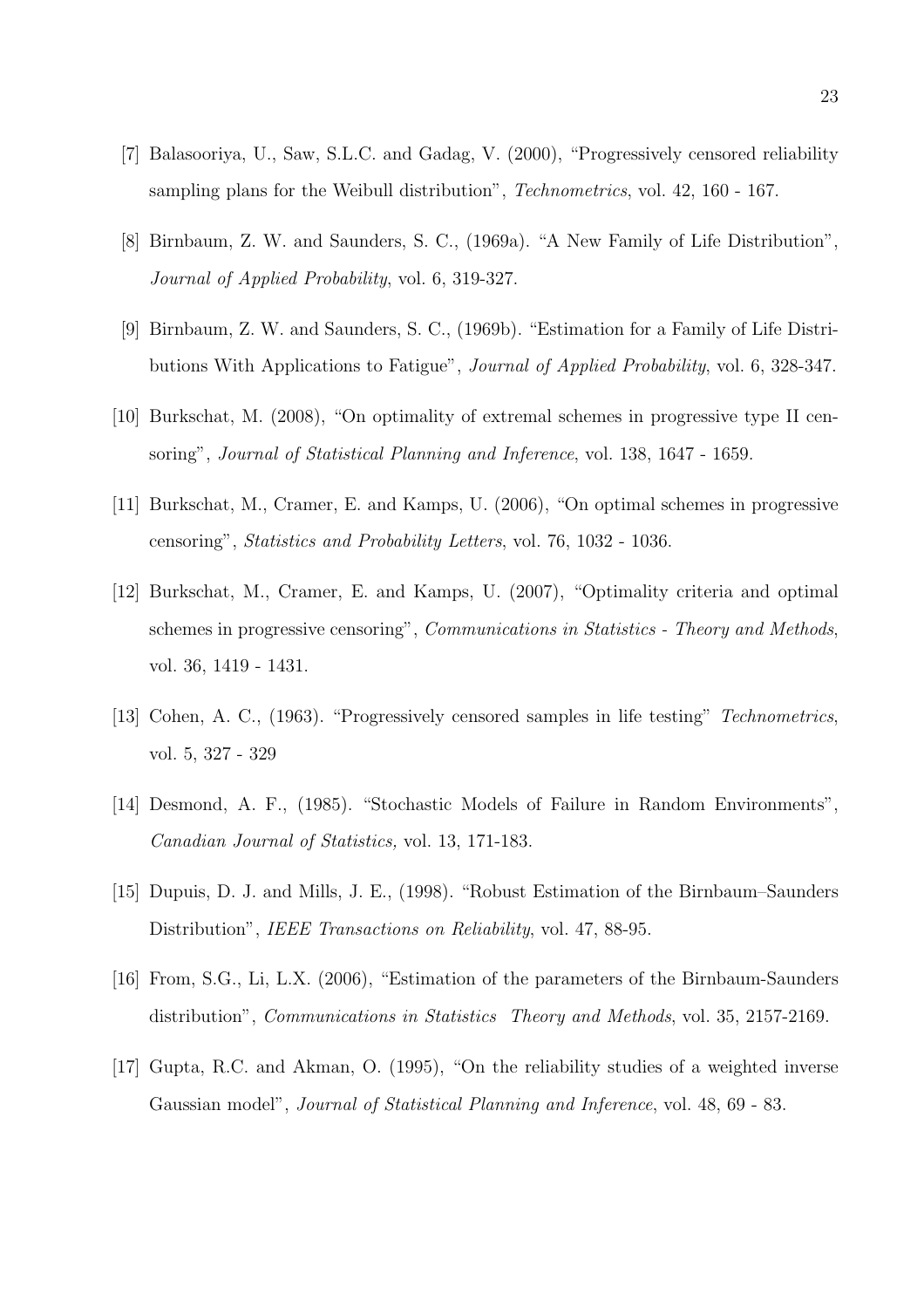[7] Balasooriya, U., Saw, S.L.C. and Gadag, V. (2000), "Progressively censored reliability sampling plans for the Weibull distribution", *Technometrics*, vol. 42, 160 - 167.

[8] Birnbaum, Z. W. and Saunders, S. C., (1969a). "A New Family of Life Distribution", *Journal of Applied Probability*, vol. 6, 319-327.

[9] Birnbaum, Z. W. and Saunders, S. C., (1969b). "Estimation for a Family of Life Distributions With Applications to Fatigue", *Journal of Applied Probability*, vol. 6, 328-347.

[10] Burkschat, M. (2008), "On optimality of extremal schemes in progressive type II censoring", *Journal of Statistical Planning and Inference*, vol. 138, 1647 - 1659.

[11] Burkschat, M., Cramer, E. and Kamps, U. (2006), "On optimal schemes in progressive censoring", *Statistics and Probability Letters*, vol. 76, 1032 - 1036.

[12] Burkschat, M., Cramer, E. and Kamps, U. (2007), "Optimality criteria and optimal schemes in progressive censoring", *Communications in Statistics - Theory and Methods*, vol. 36, 1419 - 1431.

[13] Cohen, A. C., (1963). "Progressively censored samples in life testing" *Technometrics*, vol. 5, 327 - 329

[14] Desmond, A. F., (1985). "Stochastic Models of Failure in Random Environments", *Canadian Journal of Statistics,* vol. 13, 171-183.

[15] Dupuis, D. J. and Mills, J. E., (1998). "Robust Estimation of the Birnbaum–Saunders Distribution", *IEEE Transactions on Reliability*, vol. 47, 88-95.

[16] From, S.G., Li, L.X. (2006), "Estimation of the parameters of the Birnbaum-Saunders distribution", *Communications in Statistics Theory and Methods*, vol. 35, 2157-2169.

[17] Gupta, R.C. and Akman, O. (1995), "On the reliability studies of a weighted inverse Gaussian model", *Journal of Statistical Planning and Inference*, vol. 48, 69 - 83.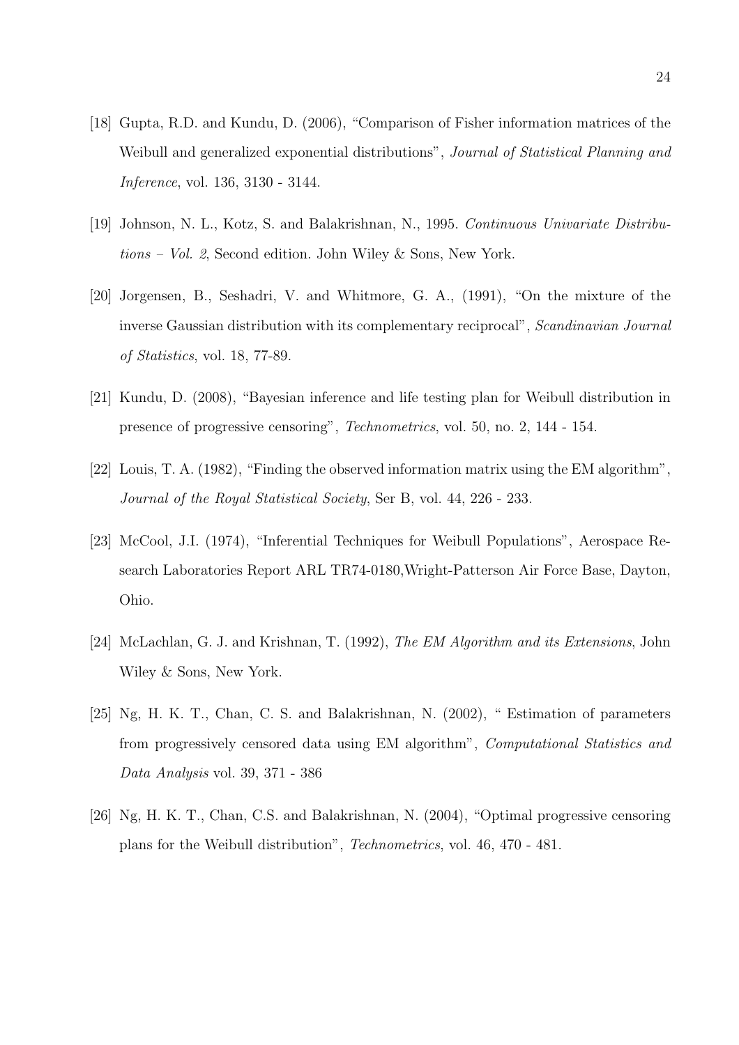[18] Gupta, R.D. and Kundu, D. (2006), "Comparison of Fisher information matrices of the Weibull and generalized exponential distributions", *Journal of Statistical Planning and Inference*, vol. 136, 3130 - 3144.

[19] Johnson, N. L., Kotz, S. and Balakrishnan, N., 1995. *Continuous Univariate Distributions – Vol. 2*, Second edition. John Wiley & Sons, New York.

[20] Jorgensen, B., Seshadri, V. and Whitmore, G. A., (1991), "On the mixture of the inverse Gaussian distribution with its complementary reciprocal", *Scandinavian Journal of Statistics*, vol. 18, 77-89.

[21] Kundu, D. (2008), "Bayesian inference and life testing plan for Weibull distribution in presence of progressive censoring", *Technometrics*, vol. 50, no. 2, 144 - 154.

[22] Louis, T. A. (1982), "Finding the observed information matrix using the EM algorithm", *Journal of the Royal Statistical Society*, Ser B, vol. 44, 226 - 233.

[23] McCool, J.I. (1974), "Inferential Techniques for Weibull Populations", Aerospace Research Laboratories Report ARL TR74-0180,Wright-Patterson Air Force Base, Dayton, Ohio.

[24] McLachlan, G. J. and Krishnan, T. (1992), *The EM Algorithm and its Extensions*, John Wiley & Sons, New York.

[25] Ng, H. K. T., Chan, C. S. and Balakrishnan, N. (2002), " Estimation of parameters from progressively censored data using EM algorithm", *Computational Statistics and Data Analysis* vol. 39, 371 - 386

[26] Ng, H. K. T., Chan, C.S. and Balakrishnan, N. (2004), "Optimal progressive censoring plans for the Weibull distribution", *Technometrics*, vol. 46, 470 - 481.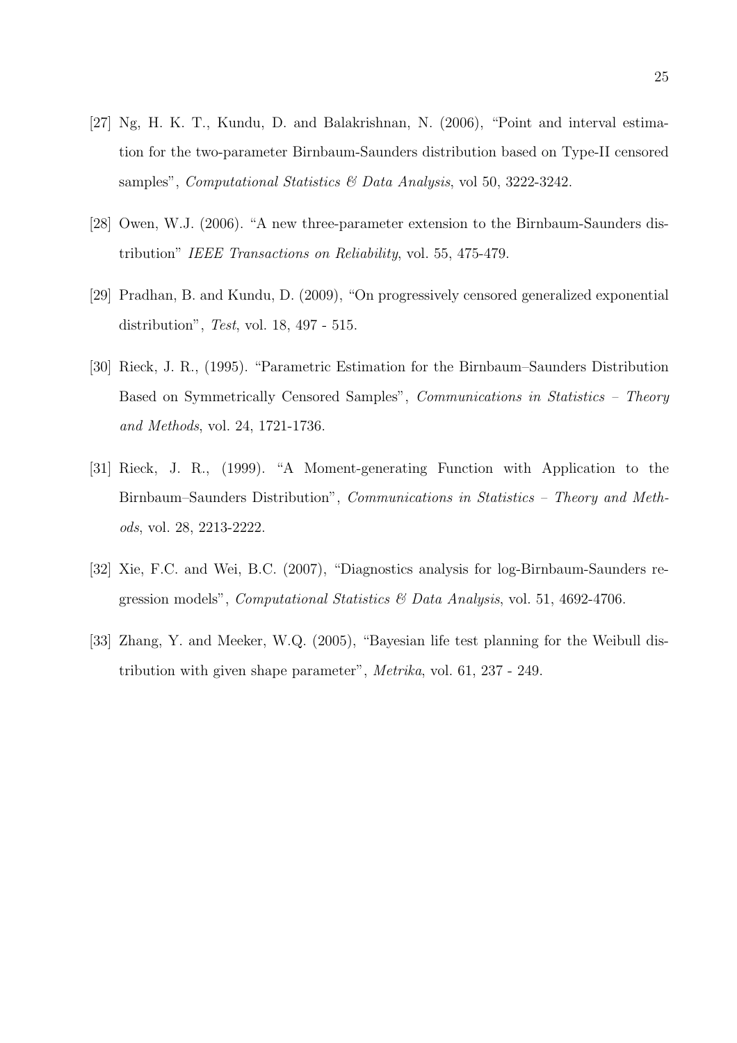[27] Ng, H. K. T., Kundu, D. and Balakrishnan, N. (2006), "Point and interval estimation for the two-parameter Birnbaum-Saunders distribution based on Type-II censored samples", *Computational Statistics & Data Analysis*, vol 50, 3222-3242.

[28] Owen, W.J. (2006). "A new three-parameter extension to the Birnbaum-Saunders distribution" *IEEE Transactions on Reliability*, vol. 55, 475-479.

[29] Pradhan, B. and Kundu, D. (2009), "On progressively censored generalized exponential distribution", *Test*, vol. 18, 497 - 515.

[30] Rieck, J. R., (1995). "Parametric Estimation for the Birnbaum–Saunders Distribution Based on Symmetrically Censored Samples", *Communications in Statistics – Theory and Methods*, vol. 24, 1721-1736.

[31] Rieck, J. R., (1999). "A Moment-generating Function with Application to the Birnbaum–Saunders Distribution", *Communications in Statistics – Theory and Methods*, vol. 28, 2213-2222.

[32] Xie, F.C. and Wei, B.C. (2007), "Diagnostics analysis for log-Birnbaum-Saunders regression models", *Computational Statistics & Data Analysis*, vol. 51, 4692-4706.

[33] Zhang, Y. and Meeker, W.Q. (2005), "Bayesian life test planning for the Weibull distribution with given shape parameter", *Metrika*, vol. 61, 237 - 249.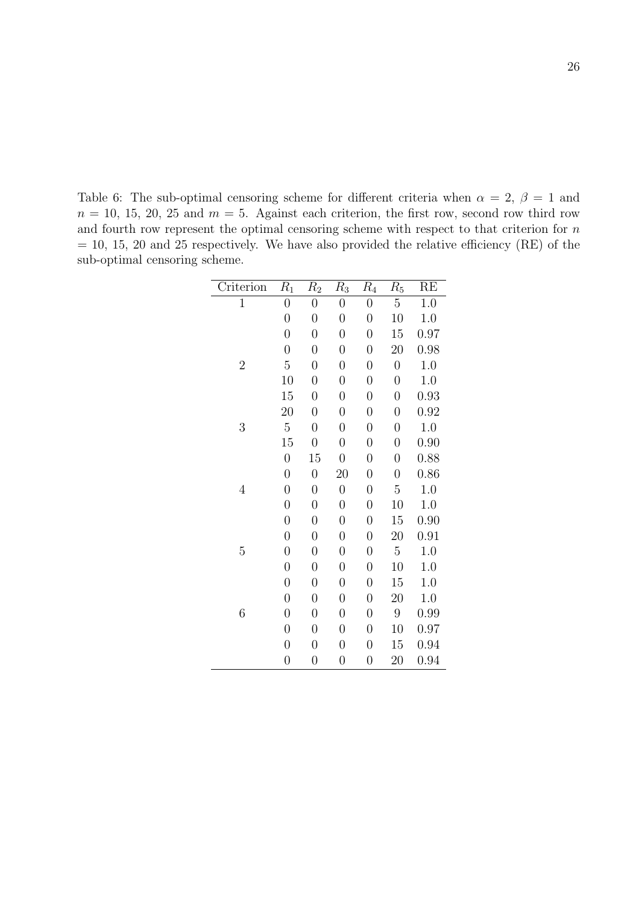Table 6: The sub-optimal censoring scheme for different criteria when $\alpha = 2$, $\beta = 1$ and $n$ = 10, 15, 20, 25 and $m = 5$. Against each criterion, the first row, second row third row and fourth row represent the optimal censoring scheme with respect to that criterion for $n$ = 10, 15, 20 and 25 respectively. We have also provided the relative efficiency (RE) of the sub-optimal censoring scheme.

| Criterion | $R_1$ | $R_2$ | $R_3$ | $R_4$ | $R_5$ | RE |
|---|---|---|---|---|---|---|
| 1 | 0 | 0 | 0 | 0 | 5 | 1.0 |
| | 0 | 0 | 0 | 0 | 10 | 1.0 |
| | 0 | 0 | 0 | 0 | 15 | 0.97 |
| | 0 | 0 | 0 | 0 | 20 | 0.98 |
| 2 | 5 | 0 | 0 | 0 | 0 | 1.0 |
| | 10 | 0 | 0 | 0 | 0 | 1.0 |
| | 15 | 0 | 0 | 0 | 0 | 0.93 |
| | 20 | 0 | 0 | 0 | 0 | 0.92 |
| 3 | 5 | 0 | 0 | 0 | 0 | 1.0 |
| | 15 | 0 | 0 | 0 | 0 | 0.90 |
| | 0 | 15 | 0 | 0 | 0 | 0.88 |
| | 0 | 0 | 20 | 0 | 0 | 0.86 |
| 4 | 0 | 0 | 0 | 0 | 5 | 1.0 |
| | 0 | 0 | 0 | 0 | 10 | 1.0 |
| | 0 | 0 | 0 | 0 | 15 | 0.90 |
| | 0 | 0 | 0 | 0 | 20 | 0.91 |
| 5 | 0 | 0 | 0 | 0 | 5 | 1.0 |
| | 0 | 0 | 0 | 0 | 10 | 1.0 |
| | 0 | 0 | 0 | 0 | 15 | 1.0 |
| | 0 | 0 | 0 | 0 | 20 | 1.0 |
| 6 | 0 | 0 | 0 | 0 | 9 | 0.99 |
| | 0 | 0 | 0 | 0 | 10 | 0.97 |
| | 0 | 0 | 0 | 0 | 15 | 0.94 |
| | 0 | 0 | 0 | 0 | 20 | 0.94 |